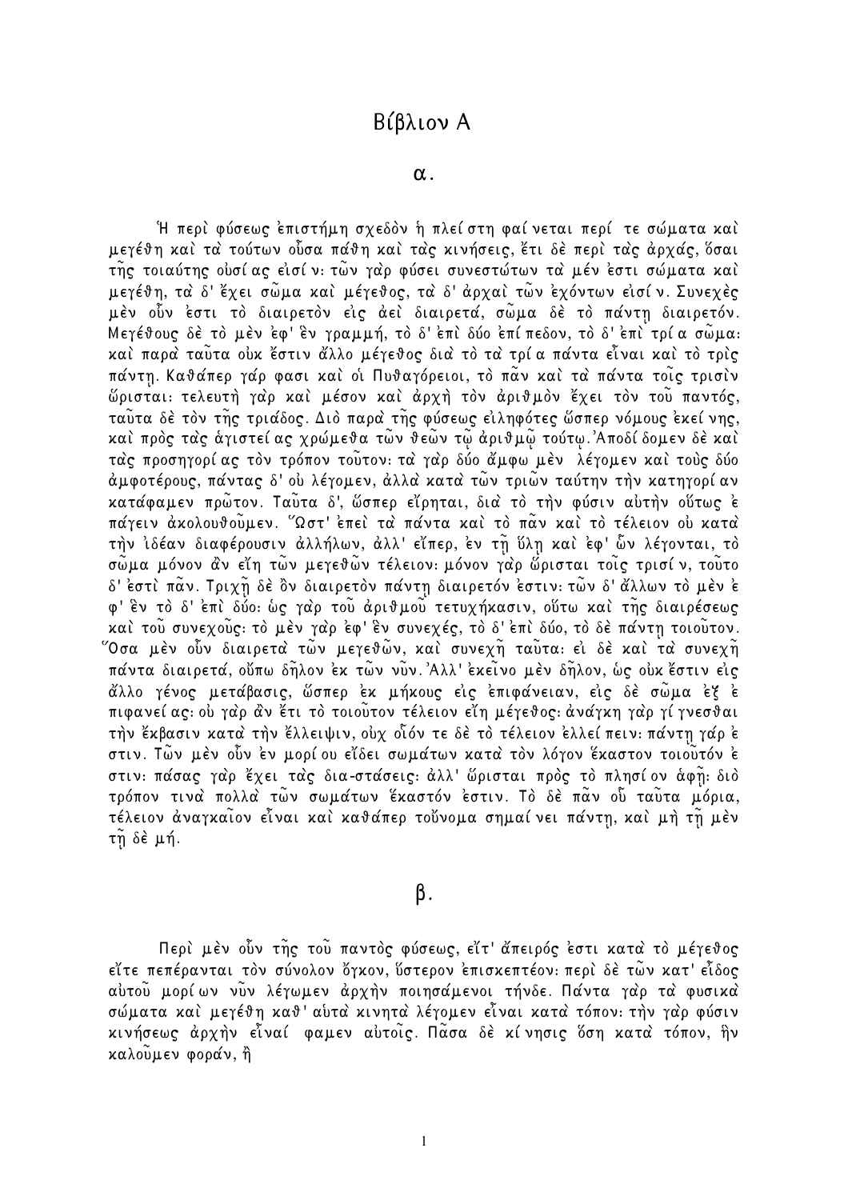# Βίβλιον Α

## α.

Ἡ περὶ φύσεως ἐπιστήμη σχεδὸν ἡ πλείστη φαίνεται περί τε σώματα καὶ μεγέθη καὶ τὰ τούτων οὖσα πάθη καὶ τὰς κινήσεις, ἔτι δὲ περὶ τὰς ἀρχάς, ὅσαι τῆς τοιαύτης οὐσίας εἰσίν· τῶν γὰρ φύσει συνεστώτων τὰ μέν ἐστι σώματα καὶ μεγέθη, τὰ δ' ἔχει σῶμα καὶ μέγεθος, τὰ δ' ἀρχαὶ τῶν ἐχόντων εἰσίν. Συνεχὲς μὲν οὖν ἐστι τὸ διαιρετὸν εἰς ἀεὶ διαιρετά, σῶμα δὲ τὸ πάντῃ διαιρετόν. Μεγέθους δὲ τὸ μὲν ἐφ' ἓν γραμμή, τὸ δ' ἐπὶ δύο ἐπίπεδον, τὸ δ' ἐπὶ τρία σῶμα· καὶ παρὰ ταῦτα οὐκ ἔστιν ἄλλο μέγεθος διὰ τὸ τὰ τρία πάντα εἶναι καὶ τὸ τρὶς πάντῃ. Καθάπερ γάρ φασι καὶ οἱ Πυθαγόρειοι, τὸ πᾶν καὶ τὰ πάντα τοῖς τρισὶν ὥρισται· τελευτὴ γὰρ καὶ μέσον καὶ ἀρχὴ τὸν ἀριθμὸν ἔχει τὸν τοῦ παντός, ταῦτα δὲ τὸν τῆς τριάδος. Διὸ παρὰ τῆς φύσεως εἰληφότες ὥσπερ νόμους ἐκείνης, καὶ πρὸς τὰς ἁγιστείας χρώμεθα τῶν θεῶν τῷ ἀριθμῷ τούτῳ. Ἀποδίδομεν δὲ καὶ τὰς προσηγορίας τὸν τρόπον τοῦτον· τὰ γὰρ δύο ἄμφω μὲν λέγομεν καὶ τοὺς δύο ἀμφοτέρους, πάντας δ' οὐ λέγομεν, ἀλλὰ κατὰ τῶν τριῶν ταύτην τὴν κατηγορίαν κατάφαμεν πρῶτον. Ταῦτα δ', ὥσπερ εἴρηται, διὰ τὸ τὴν φύσιν αὐτὴν οὕτως ἐπάγειν ἀκολουθοῦμεν. Ὥστ' ἐπεὶ τὰ πάντα καὶ τὸ πᾶν καὶ τὸ τέλειον οὐ κατὰ τὴν ἰδέαν διαφέρουσιν ἀλλήλων, ἀλλ' εἴπερ, ἐν τῇ ὕλῃ καὶ ἐφ' ὧν λέγονται, τὸ σῶμα μόνον ἂν εἴη τῶν μεγεθῶν τέλειον· μόνον γὰρ ὥρισται τοῖς τρισίν, τοῦτο δ' ἐστὶ πᾶν. Τριχῇ δὲ ὂν διαιρετὸν πάντῃ διαιρετόν ἐστιν· τῶν δ' ἄλλων τὸ μὲν ἐφ' ἓν τὸ δ' ἐπὶ δύο· ὡς γὰρ τοῦ ἀριθμοῦ τετυχήκασιν, οὕτω καὶ τῆς διαιρέσεως καὶ τοῦ συνεχοῦς· τὸ μὲν γὰρ ἐφ' ἓν συνεχές, τὸ δ' ἐπὶ δύο, τὸ δὲ πάντῃ τοιοῦτον. Ὅσα μὲν οὖν διαιρετὰ τῶν μεγεθῶν, καὶ συνεχῆ ταῦτα· εἰ δὲ καὶ τὰ συνεχῆ πάντα διαιρετά, οὔπω δῆλον ἐκ τῶν νῦν. Ἀλλ' ἐκεῖνο μὲν δῆλον, ὡς οὐκ ἔστιν εἰς ἄλλο γένος μετάβασις, ὥσπερ ἐκ μήκους εἰς ἐπιφάνειαν, εἰς δὲ σῶμα ἐξ ἐπιφανείας· οὐ γὰρ ἂν ἔτι τὸ τοιοῦτον τέλειον εἴη μέγεθος· ἀνάγκη γὰρ γίγνεσθαι τὴν ἔκβασιν κατὰ τὴν ἔλλειψιν, οὐχ οἷόν τε δὲ τὸ τέλειον ἐλλείπειν· πάντῃ γάρ ἐστιν. Τῶν μὲν οὖν ἐν μορίου εἴδει σωμάτων κατὰ τὸν λόγον ἕκαστον τοιοῦτόν ἐστιν· πάσας γὰρ ἔχει τὰς δια-στάσεις· ἀλλ' ὥρισται πρὸς τὸ πλησίον ἁφῇ· διὸ τρόπον τινὰ πολλὰ τῶν σωμάτων ἕκαστόν ἐστιν. Τὸ δὲ πᾶν οὗ ταῦτα μόρια, τέλειον ἀναγκαῖον εἶναι καὶ καθάπερ τοὔνομα σημαίνει πάντῃ, καὶ μὴ τῇ μὲν τῇ δὲ μή.

## β.

Περὶ μὲν οὖν τῆς τοῦ παντὸς φύσεως, εἴτ' ἄπειρός ἐστι κατὰ τὸ μέγεθος εἴτε πεπέρανται τὸν σύνολον ὄγκον, ὕστερον ἐπισκεπτέον· περὶ δὲ τῶν κατ' εἶδος αὐτοῦ μορίων νῦν λέγωμεν ἀρχὴν ποιησάμενοι τήνδε. Πάντα γὰρ τὰ φυσικὰ σώματα καὶ μεγέθη καθ' αὑτὰ κινητὰ λέγομεν εἶναι κατὰ τόπον· τὴν γὰρ φύσιν κινήσεως ἀρχὴν εἶναί φαμεν αὐτοῖς. Πᾶσα δὲ κίνησις ὅση κατὰ τόπον, ἣν καλοῦμεν φοράν, ἢ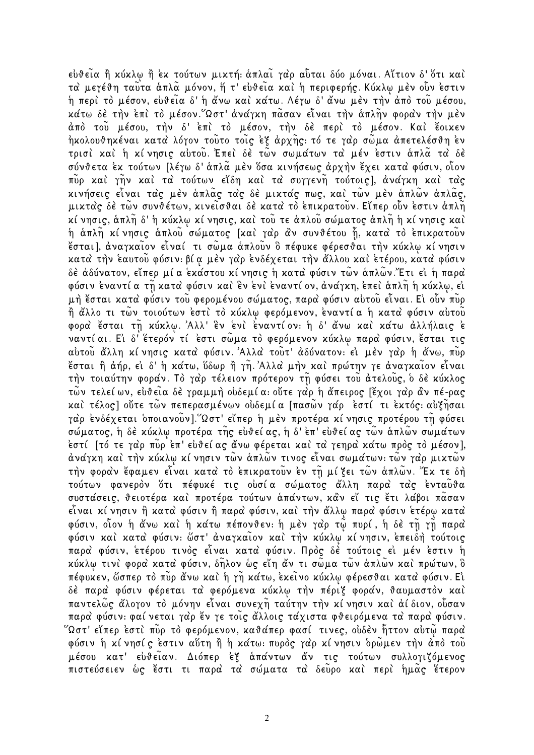εὐθεῖα ἢ κύκλῳ ἢ ἐκ τούτων μικτή· ἁπλαῖ γὰρ αὗται δύο μόναι. Αἴτιον δ' ὅτι καὶ τὰ μεγέθη ταῦτα ἁπλᾶ μόνον, ἥ τ' εὐθεῖα καὶ ἡ περιφερής. Κύκλῳ μὲν οὖν ἐστιν ἡ περὶ τὸ μέσον, εὐθεῖα δ' ἡ ἄνω καὶ κάτω. Λέγω δ' ἄνω μὲν τὴν ἀπὸ τοῦ μέσου, κάτω δὲ τὴν ἐπὶ τὸ μέσον. Ὥστ' ἀνάγκη πᾶσαν εἶναι τὴν ἁπλῆν φορὰν τὴν μὲν ἀπὸ τοῦ μέσου, τὴν δ' ἐπὶ τὸ μέσον, τὴν δὲ περὶ τὸ μέσον. Καὶ ἔοικεν ἠκολουθηκέναι κατὰ λόγον τοῦτο τοῖς ἐξ ἀρχῆς· τό τε γὰρ σῶμα ἀπετελέσθη ἐν τρισὶ καὶ ἡ κίνησις αὐτοῦ. Ἐπεὶ δὲ τῶν σωμάτων τὰ μέν ἐστιν ἁπλᾶ τὰ δὲ σύνθετα ἐκ τούτων [λέγω δ' ἁπλᾶ μὲν ὅσα κινήσεως ἀρχὴν ἔχει κατὰ φύσιν, οἷον πῦρ καὶ γῆν καὶ τὰ τούτων εἴδη καὶ τὰ συγγενῆ τούτοις], ἀνάγκη καὶ τὰς κινήσεις εἶναι τὰς μὲν ἁπλᾶς τὰς δὲ μικτάς πως, καὶ τῶν μὲν ἁπλῶν ἁπλᾶς, μικτὰς δὲ τῶν συνθέτων, κινεῖσθαι δὲ κατὰ τὸ ἐπικρατοῦν. Εἴπερ οὖν ἐστιν ἁπλῆ κίνησις, ἁπλῆ δ' ἡ κύκλῳ κίνησις, καὶ τοῦ τε ἁπλοῦ σώματος ἁπλῆ ἡ κίνησις καὶ ἡ ἁπλῆ κίνησις ἁπλοῦ σώματος [καὶ γὰρ ἂν συνθέτου ᾖ, κατὰ τὸ ἐπικρατοῦν ἔσται], ἀναγκαῖον εἶναί τι σῶμα ἁπλοῦν ὃ πέφυκε φέρεσθαι τὴν κύκλῳ κίνησιν κατὰ τὴν ἑαυτοῦ φύσιν· βίᾳ μὲν γὰρ ἐνδέχεται τὴν ἄλλου καὶ ἑτέρου, κατὰ φύσιν δὲ ἀδύνατον, εἴπερ μία ἑκάστου κίνησις ἡ κατὰ φύσιν τῶν ἁπλῶν. Ἔτι εἰ ἡ παρὰ φύσιν ἐναντία τῇ κατὰ φύσιν καὶ ἓν ἑνὶ ἐναντίον, ἀνάγκη, ἐπεὶ ἁπλῆ ἡ κύκλῳ, εἰ μὴ ἔσται κατὰ φύσιν τοῦ φερομένου σώματος, παρὰ φύσιν αὐτοῦ εἶναι. Εἰ οὖν πῦρ ἢ ἄλλο τι τῶν τοιούτων ἐστὶ τὸ κύκλῳ φερόμενον, ἐναντία ἡ κατὰ φύσιν αὐτοῦ φορὰ ἔσται τῇ κύκλῳ. Ἀλλ' ἓν ἑνὶ ἐναντίον· ἡ δ' ἄνω καὶ κάτω ἀλλήλαις ἐναντίαι. Εἰ δ' ἕτερόν τί ἐστι σῶμα τὸ φερόμενον κύκλῳ παρὰ φύσιν, ἔσται τις αὐτοῦ ἄλλη κίνησις κατὰ φύσιν. Ἀλλὰ τοῦτ' ἀδύνατον· εἰ μὲν γὰρ ἡ ἄνω, πῦρ ἔσται ἢ ἀήρ, εἰ δ' ἡ κάτω, ὕδωρ ἢ γῆ. Ἀλλὰ μὴν καὶ πρώτην γε ἀναγκαῖον εἶναι τὴν τοιαύτην φοράν. Τὸ γὰρ τέλειον πρότερον τῇ φύσει τοῦ ἀτελοῦς, ὁ δὲ κύκλος τῶν τελείων, εὐθεῖα δὲ γραμμὴ οὐδεμία· οὔτε γὰρ ἡ ἄπειρος [ἔχοι γὰρ ἂν πέρας καὶ τέλος] οὔτε τῶν πεπερασμένων οὐδεμία [πασῶν γάρ ἐστί τι ἐκτός· αὐξῆσαι γὰρ ἐνδέχεται ὁποιανοῦν]. Ὥστ' εἴπερ ἡ μὲν προτέρα κίνησις προτέρου τῇ φύσει σώματος, ἡ δὲ κύκλῳ προτέρα τῆς εὐθείας, ἡ δ' ἐπ' εὐθείας τῶν ἁπλῶν σωμάτων ἐστί [τό τε γὰρ πῦρ ἐπ' εὐθείας ἄνω φέρεται καὶ τὰ γεηρὰ κάτω πρὸς τὸ μέσον], ἀνάγκη καὶ τὴν κύκλῳ κίνησιν τῶν ἁπλῶν τινος εἶναι σωμάτων· τῶν γὰρ μικτῶν τὴν φορὰν ἔφαμεν εἶναι κατὰ τὸ ἐπικρατοῦν ἐν τῇ μίξει τῶν ἁπλῶν. Ἔκ τε δὴ τούτων φανερὸν ὅτι πέφυκέ τις οὐσία σώματος ἄλλη παρὰ τὰς ἐνταῦθα συστάσεις, θειοτέρα καὶ προτέρα τούτων ἁπάντων, κἂν εἴ τις ἔτι λάβοι πᾶσαν εἶναι κίνησιν ἢ κατὰ φύσιν ἢ παρὰ φύσιν, καὶ τὴν ἄλλῳ παρὰ φύσιν ἑτέρῳ κατὰ φύσιν, οἷον ἡ ἄνω καὶ ἡ κάτω πέπονθεν· ἡ μὲν γὰρ τῷ πυρί, ἡ δὲ τῇ γῇ παρὰ φύσιν καὶ κατὰ φύσιν· ὥστ' ἀναγκαῖον καὶ τὴν κύκλῳ κίνησιν, ἐπειδὴ τούτοις παρὰ φύσιν, ἑτέρου τινὸς εἶναι κατὰ φύσιν. Πρὸς δὲ τούτοις εἰ μέν ἐστιν ἡ κύκλῳ τινὶ φορὰ κατὰ φύσιν, δῆλον ὡς εἴη ἄν τι σῶμα τῶν ἁπλῶν καὶ πρώτων, ὃ πέφυκεν, ὥσπερ τὸ πῦρ ἄνω καὶ ἡ γῆ κάτω, ἐκεῖνο κύκλῳ φέρεσθαι κατὰ φύσιν. Εἰ δὲ παρὰ φύσιν φέρεται τὰ φερόμενα κύκλῳ τὴν πέριξ φοράν, θαυμαστὸν καὶ παντελῶς ἄλογον τὸ μόνην εἶναι συνεχῆ ταύτην τὴν κίνησιν καὶ ἀΐδιον, οὖσαν παρὰ φύσιν· φαίνεται γὰρ ἔν γε τοῖς ἄλλοις τάχιστα φθειρόμενα τὰ παρὰ φύσιν. Ὥστ' εἴπερ ἐστὶ πῦρ τὸ φερόμενον, καθάπερ φασί τινες, οὐδὲν ἧττον αὐτῷ παρὰ φύσιν ἡ κίνησίς ἐστιν αὕτη ἢ ἡ κάτω· πυρὸς γὰρ κίνησιν ὁρῶμεν τὴν ἀπὸ τοῦ μέσου κατ' εὐθεῖαν. Διόπερ ἐξ ἁπάντων ἄν τις τούτων συλλογιζόμενος πιστεύσειεν ὡς ἔστι τι παρὰ τὰ σώματα τὰ δεῦρο καὶ περὶ ἡμᾶς ἕτερον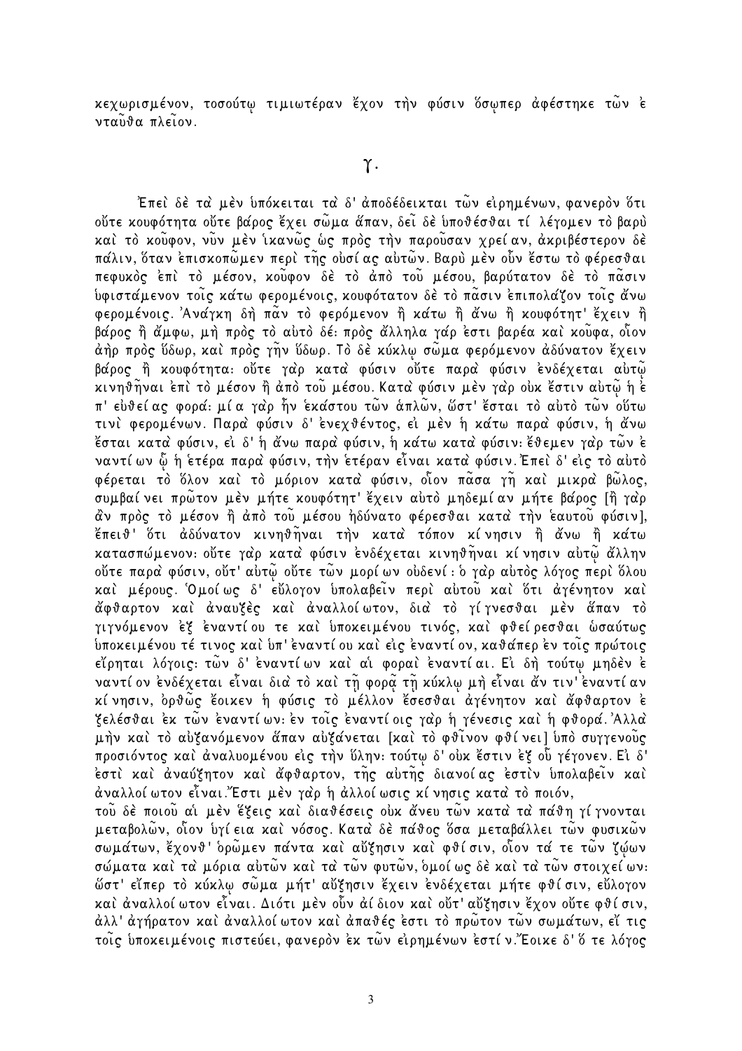κεχωρισμένον, τοσούτῳ τιμιωτέραν ἔχον τὴν φύσιν ὅσῳπερ ἀφέστηκε τῶν ἐνταῦθα πλεῖον.

## γ.

Ἐπεὶ δὲ τὰ μὲν ὑπόκειται τὰ δ' ἀποδέδεικται τῶν εἰρημένων, φανερὸν ὅτι οὔτε κουφότητα οὔτε βάρος ἔχει σῶμα ἅπαν, δεῖ δὲ ὑποθέσθαι τί λέγομεν τὸ βαρὺ καὶ τὸ κοῦφον, νῦν μὲν ἱκανῶς ὡς πρὸς τὴν παροῦσαν χρείαν, ἀκριβέστερον δὲ πάλιν, ὅταν ἐπισκοπῶμεν περὶ τῆς οὐσίας αὐτῶν. Βαρὺ μὲν οὖν ἔστω τὸ φέρεσθαι πεφυκὸς ἐπὶ τὸ μέσον, κοῦφον δὲ τὸ ἀπὸ τοῦ μέσου, βαρύτατον δὲ τὸ πᾶσιν ὑφιστάμενον τοῖς κάτω φερομένοις, κουφότατον δὲ τὸ πᾶσιν ἐπιπολάζον τοῖς ἄνω φερομένοις. Ἀνάγκη δὴ πᾶν τὸ φερόμενον ἢ κάτω ἢ ἄνω ἢ κουφότητ' ἔχειν ἢ βάρος ἢ ἄμφω, μὴ πρὸς τὸ αὐτὸ δέ· πρὸς ἄλληλα γάρ ἐστι βαρέα καὶ κοῦφα, οἷον ἀὴρ πρὸς ὕδωρ, καὶ πρὸς γῆν ὕδωρ. Τὸ δὲ κύκλῳ σῶμα φερόμενον ἀδύνατον ἔχειν βάρος ἢ κουφότητα· οὔτε γὰρ κατὰ φύσιν οὔτε παρὰ φύσιν ἐνδέχεται αὐτῷ κινηθῆναι ἐπὶ τὸ μέσον ἢ ἀπὸ τοῦ μέσου. Κατὰ φύσιν μὲν γὰρ οὐκ ἔστιν αὐτῷ ἡ ἐπ' εὐθείας φορά· μία γὰρ ἦν ἑκάστου τῶν ἁπλῶν, ὥστ' ἔσται τὸ αὐτὸ τῶν οὕτω τινὶ φερομένων. Παρὰ φύσιν δ' ἐνεχθέντος, εἰ μὲν ἡ κάτω παρὰ φύσιν, ἡ ἄνω ἔσται κατὰ φύσιν, εἰ δ' ἡ ἄνω παρὰ φύσιν, ἡ κάτω κατὰ φύσιν· ἔθεμεν γὰρ τῶν ἐναντίων ᾧ ἡ ἑτέρα παρὰ φύσιν, τὴν ἑτέραν εἶναι κατὰ φύσιν. Ἐπεὶ δ' εἰς τὸ αὐτὸ φέρεται τὸ ὅλον καὶ τὸ μόριον κατὰ φύσιν, οἷον πᾶσα γῆ καὶ μικρὰ βῶλος, συμβαίνει πρῶτον μὲν μήτε κουφότητ' ἔχειν αὐτὸ μηδεμίαν μήτε βάρος [ἢ γὰρ ἂν πρὸς τὸ μέσον ἢ ἀπὸ τοῦ μέσου ἠδύνατο φέρεσθαι κατὰ τὴν ἑαυτοῦ φύσιν], ἔπειθ' ὅτι ἀδύνατον κινηθῆναι τὴν κατὰ τόπον κίνησιν ἢ ἄνω ἢ κάτω κατασπώμενον· οὔτε γὰρ κατὰ φύσιν ἐνδέχεται κινηθῆναι κίνησιν αὐτῷ ἄλλην οὔτε παρὰ φύσιν, οὔτ' αὐτῷ οὔτε τῶν μορίων οὐδενί· ὁ γὰρ αὐτὸς λόγος περὶ ὅλου καὶ μέρους. Ὁμοίως δ' εὔλογον ὑπολαβεῖν περὶ αὐτοῦ καὶ ὅτι ἀγένητον καὶ ἄφθαρτον καὶ ἀναυξὲς καὶ ἀναλλοίωτον, διὰ τὸ γίγνεσθαι μὲν ἅπαν τὸ γιγνόμενον ἐξ ἐναντίου τε καὶ ὑποκειμένου τινός, καὶ φθείρεσθαι ὡσαύτως ὑποκειμένου τέ τινος καὶ ὑπ' ἐναντίου καὶ εἰς ἐναντίον, καθάπερ ἐν τοῖς πρώτοις εἴρηται λόγοις· τῶν δ' ἐναντίων καὶ αἱ φοραὶ ἐναντίαι. Εἰ δὴ τούτῳ μηδὲν ἐναντίον ἐνδέχεται εἶναι διὰ τὸ καὶ τῇ φορᾷ τῇ κύκλῳ μὴ εἶναι ἄν τιν' ἐναντίαν κίνησιν, ὀρθῶς ἔοικεν ἡ φύσις τὸ μέλλον ἔσεσθαι ἀγένητον καὶ ἄφθαρτον ἐξελέσθαι ἐκ τῶν ἐναντίων· ἐν τοῖς ἐναντίοις γὰρ ἡ γένεσις καὶ ἡ φθορά. Ἀλλὰ μὴν καὶ τὸ αὐξανόμενον ἅπαν αὐξάνεται [καὶ τὸ φθῖνον φθίνει] ὑπὸ συγγενοῦς προσιόντος καὶ ἀναλυομένου εἰς τὴν ὕλην· τούτῳ δ' οὐκ ἔστιν ἐξ οὗ γέγονεν. Εἰ δ' ἐστὶ καὶ ἀναύξητον καὶ ἄφθαρτον, τῆς αὐτῆς διανοίας ἐστὶν ὑπολαβεῖν καὶ ἀναλλοίωτον εἶναι. Ἔστι μὲν γὰρ ἡ ἀλλοίωσις κίνησις κατὰ τὸ ποιόν, τοῦ δὲ ποιοῦ αἱ μὲν ἕξεις καὶ διαθέσεις οὐκ ἄνευ τῶν κατὰ τὰ πάθη γίγνονται μεταβολῶν, οἷον ὑγίεια καὶ νόσος. Κατὰ δὲ πάθος ὅσα μεταβάλλει τῶν φυσικῶν σωμάτων, ἔχονθ' ὁρῶμεν πάντα καὶ αὔξησιν καὶ φθίσιν, οἷον τά τε τῶν ζῴων σώματα καὶ τὰ μόρια αὐτῶν καὶ τὰ τῶν φυτῶν, ὁμοίως δὲ καὶ τὰ τῶν στοιχείων· ὥστ' εἴπερ τὸ κύκλῳ σῶμα μήτ' αὔξησιν ἔχειν ἐνδέχεται μήτε φθίσιν, εὔλογον καὶ ἀναλλοίωτον εἶναι. Διότι μὲν οὖν ἀίδιον καὶ οὔτ' αὔξησιν ἔχον οὔτε φθίσιν, ἀλλ' ἀγήρατον καὶ ἀναλλοίωτον καὶ ἀπαθές ἐστι τὸ πρῶτον τῶν σωμάτων, εἴ τις τοῖς ὑποκειμένοις πιστεύει, φανερὸν ἐκ τῶν εἰρημένων ἐστίν. Ἔοικε δ' ὅ τε λόγος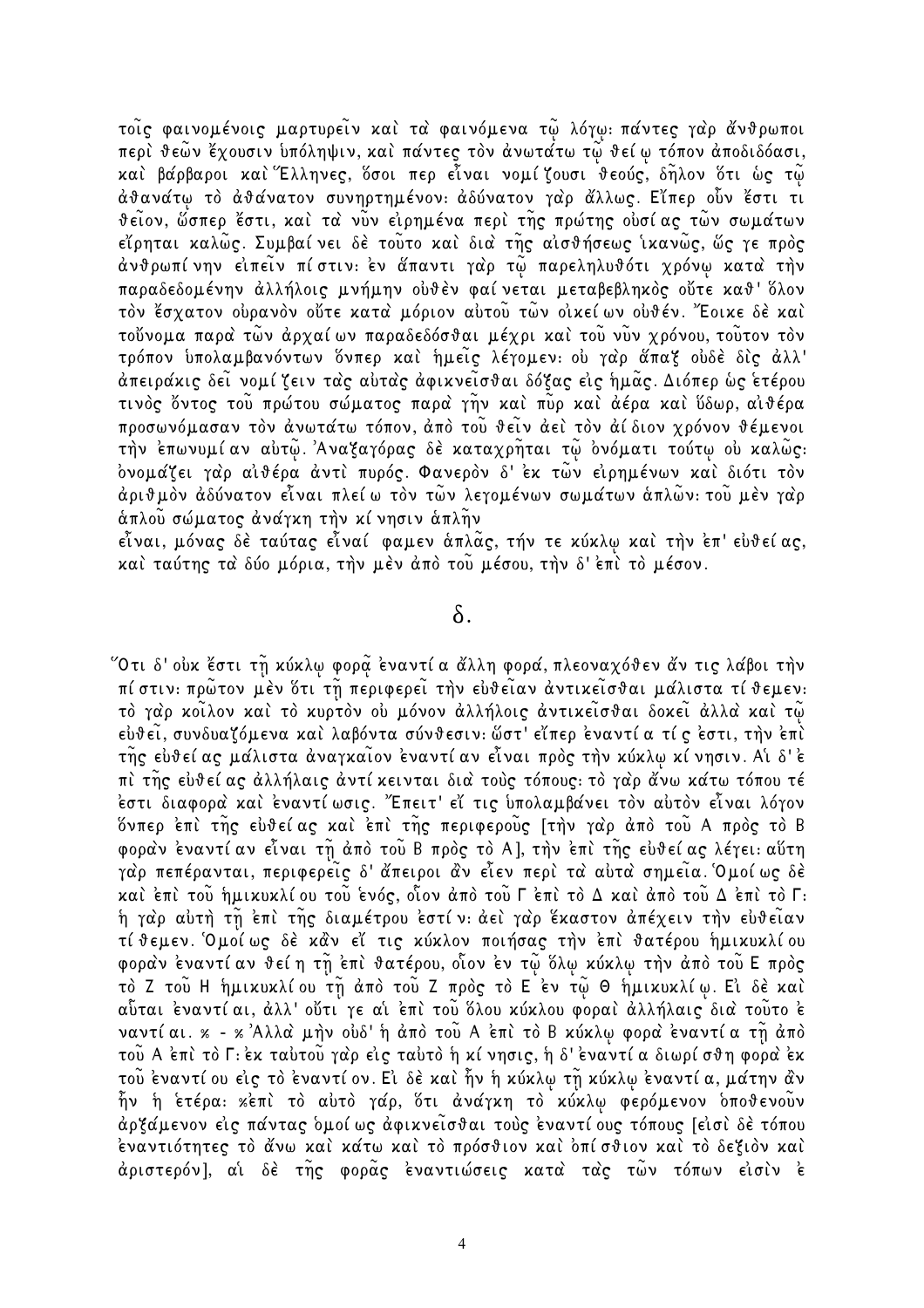τοῖς φαινομένοις μαρτυρεῖν καὶ τὰ φαινόμενα τῷ λόγῳ· πάντες γὰρ ἄνθρωποι περὶ θεῶν ἔχουσιν ὑπόληψιν, καὶ πάντες τὸν ἀνωτάτω τῷ θείῳ τόπον ἀποδιδόασι, καὶ βάρβαροι καὶ Ἕλληνες, ὅσοι περ εἶναι νομίζουσι θεούς, δῆλον ὅτι ὡς τῷ ἀθανάτῳ τὸ ἀθάνατον συνηρτημένον· ἀδύνατον γὰρ ἄλλως. Εἴπερ οὖν ἔστι τι θεῖον, ὥσπερ ἔστι, καὶ τὰ νῦν εἰρημένα περὶ τῆς πρώτης οὐσίας τῶν σωμάτων εἴρηται καλῶς. Συμβαίνει δὲ τοῦτο καὶ διὰ τῆς αἰσθήσεως ἱκανῶς, ὥς γε πρὸς ἀνθρωπίνην εἰπεῖν πίστιν· ἐν ἅπαντι γὰρ τῷ παρεληλυθότι χρόνῳ κατὰ τὴν παραδεδομένην ἀλλήλοις μνήμην οὐθὲν φαίνεται μεταβεβληκὸς οὔτε καθ' ὅλον τὸν ἔσχατον οὐρανὸν οὔτε κατὰ μόριον αὐτοῦ τῶν οἰκείων οὐθέν. Ἔοικε δὲ καὶ τοὔνομα παρὰ τῶν ἀρχαίων παραδεδόσθαι μέχρι καὶ τοῦ νῦν χρόνου, τοῦτον τὸν τρόπον ὑπολαμβανόντων ὅνπερ καὶ ἡμεῖς λέγομεν· οὐ γὰρ ἅπαξ οὐδὲ δὶς ἀλλ' ἀπειράκις δεῖ νομίζειν τὰς αὐτὰς ἀφικνεῖσθαι δόξας εἰς ἡμᾶς. Διόπερ ὡς ἑτέρου τινὸς ὄντος τοῦ πρώτου σώματος παρὰ γῆν καὶ πῦρ καὶ ἀέρα καὶ ὕδωρ, αἰθέρα προσωνόμασαν τὸν ἀνωτάτω τόπον, ἀπὸ τοῦ θεῖν ἀεὶ τὸν ἀίδιον χρόνον θέμενοι τὴν ἐπωνυμίαν αὐτῷ. Ἀναξαγόρας δὲ καταχρῆται τῷ ὀνόματι τούτῳ οὐ καλῶς· ὀνομάζει γὰρ αἰθέρα ἀντὶ πυρός. Φανερὸν δ' ἐκ τῶν εἰρημένων καὶ διότι τὸν ἀριθμὸν ἀδύνατον εἶναι πλείω τὸν τῶν λεγομένων σωμάτων ἁπλῶν· τοῦ μὲν γὰρ ἁπλοῦ σώματος ἀνάγκη τὴν κίνησιν ἁπλῆν εἶναι, μόνας δὲ ταύτας εἶναί φαμεν ἁπλᾶς, τήν τε κύκλῳ καὶ τὴν ἐπ' εὐθείας, καὶ ταύτης τὰ δύο μόρια, τὴν μὲν ἀπὸ τοῦ μέσου, τὴν δ' ἐπὶ τὸ μέσον.

## δ.

Ὅτι δ' οὐκ ἔστι τῇ κύκλῳ φορᾷ ἐναντία ἄλλη φορά, πλεοναχόθεν ἄν τις λάβοι τὴν πίστιν· πρῶτον μὲν ὅτι τῇ περιφερεῖ τὴν εὐθεῖαν ἀντικεῖσθαι μάλιστα τίθεμεν· τὸ γὰρ κοῖλον καὶ τὸ κυρτὸν οὐ μόνον ἀλλήλοις ἀντικεῖσθαι δοκεῖ ἀλλὰ καὶ τῷ εὐθεῖ, συνδυαζόμενα καὶ λαβόντα σύνθεσιν· ὥστ' εἴπερ ἐναντία τίς ἐστι, τὴν ἐπὶ τῆς εὐθείας μάλιστα ἀναγκαῖον ἐναντίαν εἶναι πρὸς τὴν κύκλῳ κίνησιν. Αἱ δ' ἐπὶ τῆς εὐθείας ἀλλήλαις ἀντίκεινται διὰ τοὺς τόπους· τὸ γὰρ ἄνω κάτω τόπου τέ ἐστι διαφορὰ καὶ ἐναντίωσις. Ἔπειτ' εἴ τις ὑπολαμβάνει τὸν αὐτὸν εἶναι λόγον ὅνπερ ἐπὶ τῆς εὐθείας καὶ ἐπὶ τῆς περιφεροῦς [τὴν γὰρ ἀπὸ τοῦ Α πρὸς τὸ Β φορὰν ἐναντίαν εἶναι τῇ ἀπὸ τοῦ Β πρὸς τὸ Α], τὴν ἐπὶ τῆς εὐθείας λέγει· αὕτη γὰρ πεπέρανται, περιφερεῖς δ' ἄπειροι ἂν εἶεν περὶ τὰ αὐτὰ σημεῖα. Ὁμοίως δὲ καὶ ἐπὶ τοῦ ἡμικυκλίου τοῦ ἑνός, οἷον ἀπὸ τοῦ Γ ἐπὶ τὸ Δ καὶ ἀπὸ τοῦ Δ ἐπὶ τὸ Γ· ἡ γὰρ αὐτὴ τῇ ἐπὶ τῆς διαμέτρου ἐστίν· ἀεὶ γὰρ ἕκαστον ἀπέχειν τὴν εὐθεῖαν τίθεμεν. Ὁμοίως δὲ κἂν εἴ τις κύκλον ποιήσας τὴν ἐπὶ θατέρου ἡμικυκλίου φορὰν ἐναντίαν θείη τῇ ἐπὶ θατέρου, οἷον ἐν τῷ ὅλῳ κύκλῳ τὴν ἀπὸ τοῦ Ε πρὸς τὸ Ζ τοῦ Η ἡμικυκλίου τῇ ἀπὸ τοῦ Ζ πρὸς τὸ Ε ἐν τῷ Θ ἡμικυκλίῳ. Εἰ δὲ καὶ αὗται ἐναντίαι, ἀλλ' οὔτι γε αἱ ἐπὶ τοῦ ὅλου κύκλου φοραὶ ἀλλήλαις διὰ τοῦτο ἐναντίαι. % - % Ἀλλὰ μὴν οὐδ' ἡ ἀπὸ τοῦ Α ἐπὶ τὸ Β κύκλῳ φορὰ ἐναντία τῇ ἀπὸ τοῦ Α ἐπὶ τὸ Γ· ἐκ ταὐτοῦ γὰρ εἰς ταὐτὸ ἡ κίνησις, ἡ δ' ἐναντία διωρίσθη φορὰ ἐκ τοῦ ἐναντίου εἰς τὸ ἐναντίον. Εἰ δὲ καὶ ἦν ἡ κύκλῳ τῇ κύκλῳ ἐναντία, μάτην ἂν ἦν ἡ ἑτέρα· %ἐπὶ τὸ αὐτὸ γάρ, ὅτι ἀνάγκη τὸ κύκλῳ φερόμενον ὁποθενοῦν ἀρξάμενον εἰς πάντας ὁμοίως ἀφικνεῖσθαι τοὺς ἐναντίους τόπους [εἰσὶ δὲ τόπου ἐναντιότητες τὸ ἄνω καὶ κάτω καὶ τὸ πρόσθιον καὶ ὀπίσθιον καὶ τὸ δεξιὸν καὶ ἀριστερόν], αἱ δὲ τῆς φορᾶς ἐναντιώσεις κατὰ τὰς τῶν τόπων εἰσὶν ἐ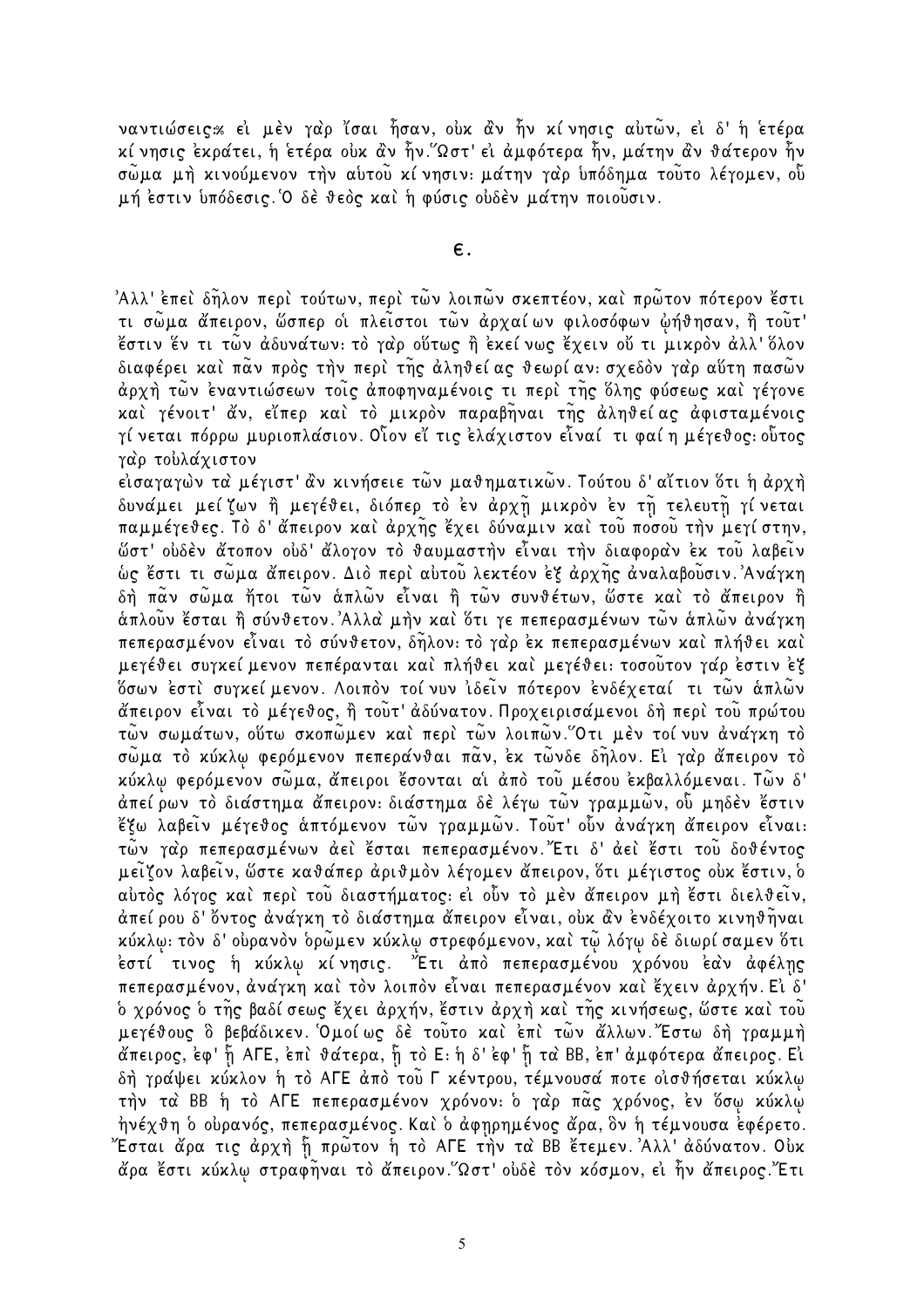ναντιώσεις※ εἰ μὲν γὰρ ἴσαι ἦσαν, οὐκ ἂν ἦν κίνησις αὐτῶν, εἰ δ' ἡ ἑτέρα κίνησις ἐκράτει, ἡ ἑτέρα οὐκ ἂν ἦν.῞Ωστ' εἰ ἀμφότερα ἦν, μάτην ἂν θάτερον ἦν σῶμα μὴ κινούμενον τὴν αὑτοῦ κίνησιν· μάτην γὰρ ὑπόδημα τοῦτο λέγομεν, οὗ μή ἐστιν ὑπόδεσις.῾Ο δὲ θεὸς καὶ ἡ φύσις οὐδὲν μάτην ποιοῦσιν.

## ε.

᾿Αλλ' ἐπεὶ δῆλον περὶ τούτων, περὶ τῶν λοιπῶν σκεπτέον, καὶ πρῶτον πότερον ἔστι τι σῶμα ἄπειρον, ὥσπερ οἱ πλεῖστοι τῶν ἀρχαίων φιλοσόφων ᾠήθησαν, ἢ τοῦτ' ἔστιν ἕν τι τῶν ἀδυνάτων· τὸ γὰρ οὕτως ἢ ἐκείνως ἔχειν οὔ τι μικρὸν ἀλλ' ὅλον διαφέρει καὶ πᾶν πρὸς τὴν περὶ τῆς ἀληθείας θεωρίαν· σχεδὸν γὰρ αὕτη πασῶν ἀρχὴ τῶν ἐναντιώσεων τοῖς ἀποφηναμένοις τι περὶ τῆς ὅλης φύσεως καὶ γέγονε καὶ γένοιτ' ἄν, εἴπερ καὶ τὸ μικρὸν παραβῆναι τῆς ἀληθείας ἀφισταμένοις γίνεται πόρρω μυριοπλάσιον. Οἷον εἴ τις ἐλάχιστον εἶναί τι φαίη μέγεθος· οὗτος γὰρ τοὐλάχιστον
εἰσαγαγὼν τὰ μέγιστ' ἂν κινήσειε τῶν μαθηματικῶν. Τούτου δ' αἴτιον ὅτι ἡ ἀρχὴ δυνάμει μείζων ἢ μεγέθει, διόπερ τὸ ἐν ἀρχῇ μικρὸν ἐν τῇ τελευτῇ γίνεται παμμέγεθες. Τὸ δ' ἄπειρον καὶ ἀρχῆς ἔχει δύναμιν καὶ τοῦ ποσοῦ τὴν μεγίστην, ὥστ' οὐδὲν ἄτοπον οὐδ' ἄλογον τὸ θαυμαστὴν εἶναι τὴν διαφορὰν ἐκ τοῦ λαβεῖν ὡς ἔστι τι σῶμα ἄπειρον. Διὸ περὶ αὐτοῦ λεκτέον ἐξ ἀρχῆς ἀναλαβοῦσιν.᾿Ανάγκη δὴ πᾶν σῶμα ἤτοι τῶν ἁπλῶν εἶναι ἢ τῶν συνθέτων, ὥστε καὶ τὸ ἄπειρον ἢ ἁπλοῦν ἔσται ἢ σύνθετον.᾿Αλλὰ μὴν καὶ ὅτι γε πεπερασμένων τῶν ἁπλῶν ἀνάγκη πεπερασμένον εἶναι τὸ σύνθετον, δῆλον· τὸ γὰρ ἐκ πεπερασμένων καὶ πλήθει καὶ μεγέθει συγκείμενον πεπέρανται καὶ πλήθει καὶ μεγέθει· τοσοῦτον γάρ ἐστιν ἐξ ὅσων ἐστὶ συγκείμενον. Λοιπὸν τοίνυν ἰδεῖν πότερον ἐνδέχεταί τι τῶν ἁπλῶν ἄπειρον εἶναι τὸ μέγεθος, ἢ τοῦτ' ἀδύνατον. Προχειρισάμενοι δὴ περὶ τοῦ πρώτου τῶν σωμάτων, οὕτω σκοπῶμεν καὶ περὶ τῶν λοιπῶν.῞Οτι μὲν τοίνυν ἀνάγκη τὸ σῶμα τὸ κύκλῳ φερόμενον πεπεράνθαι πᾶν, ἐκ τῶνδε δῆλον. Εἰ γὰρ ἄπειρον τὸ κύκλῳ φερόμενον σῶμα, ἄπειροι ἔσονται αἱ ἀπὸ τοῦ μέσου ἐκβαλλόμεναι. Τῶν δ' ἀπείρων τὸ διάστημα ἄπειρον· διάστημα δὲ λέγω τῶν γραμμῶν, οὗ μηδὲν ἔστιν ἔξω λαβεῖν μέγεθος ἁπτόμενον τῶν γραμμῶν. Τοῦτ' οὖν ἀνάγκη ἄπειρον εἶναι· τῶν γὰρ πεπερασμένων ἀεὶ ἔσται πεπερασμένον.῎Ετι δ' ἀεὶ ἔστι τοῦ δοθέντος μεῖζον λαβεῖν, ὥστε καθάπερ ἀριθμὸν λέγομεν ἄπειρον, ὅτι μέγιστος οὐκ ἔστιν, ὁ αὐτὸς λόγος καὶ περὶ τοῦ διαστήματος· εἰ οὖν τὸ μὲν ἄπειρον μὴ ἔστι διελθεῖν, ἀπείρου δ' ὄντος ἀνάγκη τὸ διάστημα ἄπειρον εἶναι, οὐκ ἂν ἐνδέχοιτο κινηθῆναι κύκλῳ· τὸν δ' οὐρανὸν ὁρῶμεν κύκλῳ στρεφόμενον, καὶ τῷ λόγῳ δὲ διωρίσαμεν ὅτι ἐστί τινος ἡ κύκλῳ κίνησις. ῎Ετι ἀπὸ πεπερασμένου χρόνου ἐὰν ἀφέλῃς πεπερασμένον, ἀνάγκη καὶ τὸν λοιπὸν εἶναι πεπερασμένον καὶ ἔχειν ἀρχήν. Εἰ δ' ὁ χρόνος ὁ τῆς βαδίσεως ἔχει ἀρχήν, ἔστιν ἀρχὴ καὶ τῆς κινήσεως, ὥστε καὶ τοῦ μεγέθους ὃ βεβάδικεν. ῾Ομοίως δὲ τοῦτο καὶ ἐπὶ τῶν ἄλλων.῎Εστω δὴ γραμμὴ ἄπειρος, ἐφ' ᾗ ΑΓΕ, ἐπὶ θάτερα, ᾗ τὸ Ε· ἡ δ' ἐφ' ᾗ τὰ ΒΒ, ἐπ' ἀμφότερα ἄπειρος. Εἰ δὴ γράψει κύκλον ἡ τὸ ΑΓΕ ἀπὸ τοῦ Γ κέντρου, τέμνουσά ποτε οἰσθήσεται κύκλῳ τὴν τὰ ΒΒ ἡ τὸ ΑΓΕ πεπερασμένον χρόνον· ὁ γὰρ πᾶς χρόνος, ἐν ὅσῳ κύκλῳ ἠνέχθη ὁ οὐρανός, πεπερασμένος. Καὶ ὁ ἀφῃρημένος ἄρα, ὃν ἡ τέμνουσα ἐφέρετο. ῎Εσται ἄρα τις ἀρχὴ ᾗ πρῶτον ἡ τὸ ΑΓΕ τὴν τὰ ΒΒ ἔτεμεν.᾿Αλλ' ἀδύνατον. Οὐκ ἄρα ἔστι κύκλῳ στραφῆναι τὸ ἄπειρον.῞Ωστ' οὐδὲ τὸν κόσμον, εἰ ἦν ἄπειρος.῎Ετι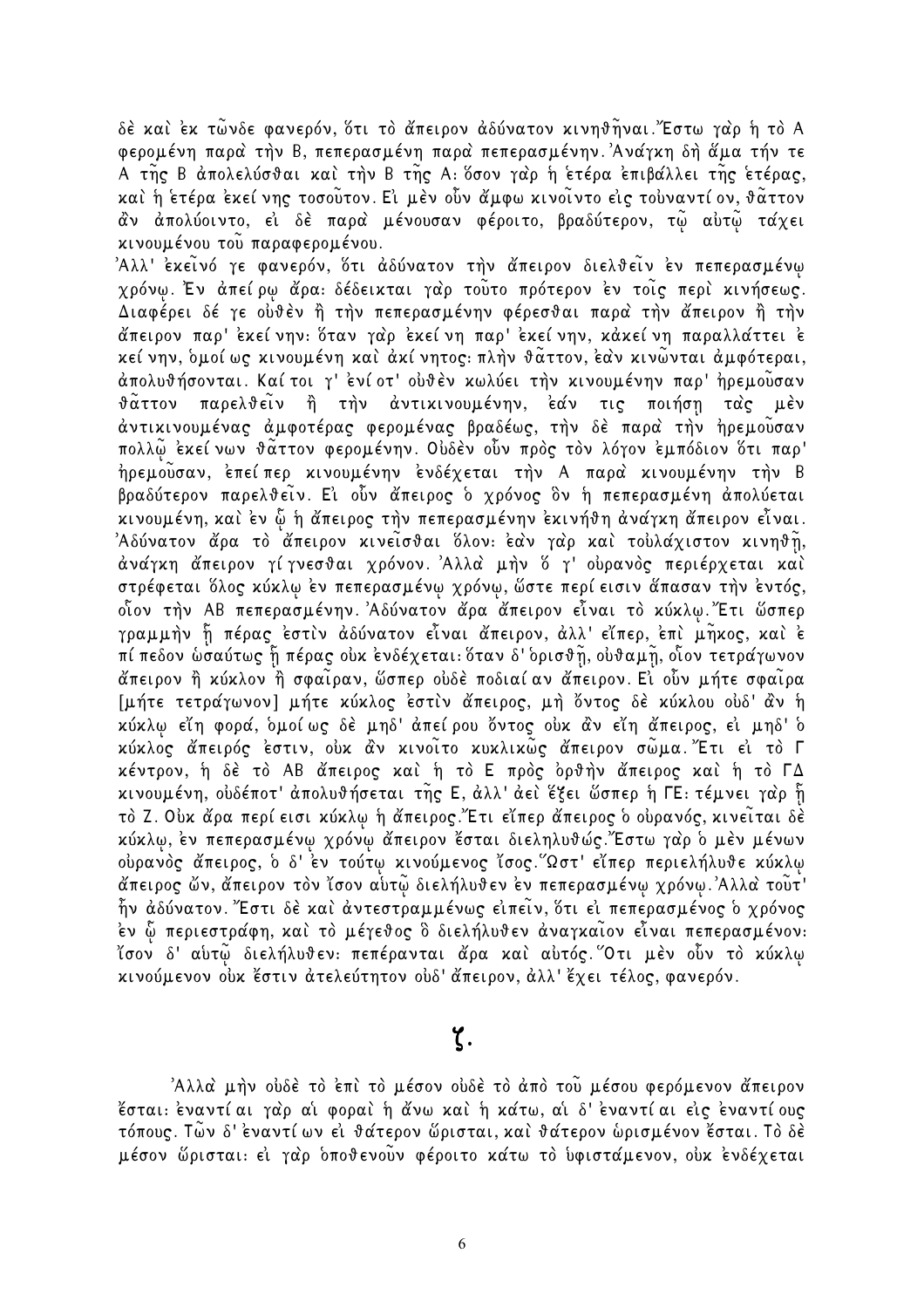δὲ καὶ ἐκ τῶνδε φανερόν, ὅτι τὸ ἄπειρον ἀδύνατον κινηθῆναι. Ἔστω γὰρ ἡ τὸ Α φερομένη παρὰ τὴν Β, πεπερασμένη παρὰ πεπερασμένην. Ἀνάγκη δὴ ἅμα τήν τε Α τῆς Β ἀπολελύσθαι καὶ τὴν Β τῆς Α: ὅσον γὰρ ἡ ἑτέρα ἐπιβάλλει τῆς ἑτέρας, καὶ ἡ ἑτέρα ἐκείνης τοσοῦτον. Εἰ μὲν οὖν ἄμφω κινοῖντο εἰς τοὐναντίον, θᾶττον ἂν ἀπολύοιντο, εἰ δὲ παρὰ μένουσαν φέροιτο, βραδύτερον, τῷ αὐτῷ τάχει κινουμένου τοῦ παραφερομένου.

Ἀλλ' ἐκεῖνό γε φανερόν, ὅτι ἀδύνατον τὴν ἄπειρον διελθεῖν ἐν πεπερασμένῳ χρόνῳ. Ἐν ἀπείρῳ ἄρα: δέδεικται γὰρ τοῦτο πρότερον ἐν τοῖς περὶ κινήσεως. Διαφέρει δέ γε οὐθὲν ἢ τὴν πεπερασμένην φέρεσθαι παρὰ τὴν ἄπειρον ἢ τὴν ἄπειρον παρ' ἐκείνην: ὅταν γὰρ ἐκείνη παρ' ἐκείνην, κἀκείνη παραλλάττει ἐκείνην, ὁμοίως κινουμένη καὶ ἀκίνητος: πλὴν θᾶττον, ἐὰν κινῶνται ἀμφότεραι, ἀπολυθήσονται. Καίτοι γ' ἐνίοτ' οὐθὲν κωλύει τὴν κινουμένην παρ' ἠρεμοῦσαν θᾶττον παρελθεῖν ἢ τὴν ἀντικινουμένην, ἐάν τις ποιήσῃ τὰς μὲν ἀντικινουμένας ἀμφοτέρας φερομένας βραδέως, τὴν δὲ παρὰ τὴν ἠρεμοῦσαν πολλῷ ἐκείνων θᾶττον φερομένην. Οὐδὲν οὖν πρὸς τὸν λόγον ἐμπόδιον ὅτι παρ' ἠρεμοῦσαν, ἐπείπερ κινουμένην ἐνδέχεται τὴν Α παρὰ κινουμένην τὴν Β βραδύτερον παρελθεῖν. Εἰ οὖν ἄπειρος ὁ χρόνος ὃν ἡ πεπερασμένη ἀπολύεται κινουμένη, καὶ ἐν ᾧ ἡ ἄπειρος τὴν πεπερασμένην ἐκινήθη ἀνάγκη ἄπειρον εἶναι. Ἀδύνατον ἄρα τὸ ἄπειρον κινεῖσθαι ὅλον: ἐὰν γὰρ καὶ τοὐλάχιστον κινηθῇ, ἀνάγκη ἄπειρον γίγνεσθαι χρόνον. Ἀλλὰ μὴν ὅ γ' οὐρανὸς περιέρχεται καὶ στρέφεται ὅλος κύκλῳ ἐν πεπερασμένῳ χρόνῳ, ὥστε περίεισιν ἅπασαν τὴν ἐντός, οἷον τὴν ΑΒ πεπερασμένην. Ἀδύνατον ἄρα ἄπειρον εἶναι τὸ κύκλῳ. Ἔτι ὥσπερ γραμμὴν ᾗ πέρας ἐστὶν ἀδύνατον εἶναι ἄπειρον, ἀλλ' εἴπερ, ἐπὶ μῆκος, καὶ ἐπίπεδον ὡσαύτως ᾗ πέρας οὐκ ἐνδέχεται: ὅταν δ' ὁρισθῇ, οὐθαμῇ, οἷον τετράγωνον ἄπειρον ἢ κύκλον ἢ σφαῖραν, ὥσπερ οὐδὲ ποδιαίαν ἄπειρον. Εἰ οὖν μήτε σφαῖρα [μήτε τετράγωνον] μήτε κύκλος ἐστὶν ἄπειρος, μὴ ὄντος δὲ κύκλου οὐδ' ἂν ἡ κύκλῳ εἴη φορά, ὁμοίως δὲ μηδ' ἀπείρου ὄντος οὐκ ἂν εἴη ἄπειρος, εἰ μηδ' ὁ κύκλος ἄπειρός ἐστιν, οὐκ ἂν κινοῖτο κυκλικῶς ἄπειρον σῶμα. Ἔτι εἰ τὸ Γ κέντρον, ἡ δὲ τὸ ΑΒ ἄπειρος καὶ ἡ τὸ Ε πρὸς ὀρθὴν ἄπειρος καὶ ἡ τὸ ΓΔ κινουμένη, οὐδέποτ' ἀπολυθήσεται τῆς Ε, ἀλλ' ἀεὶ ἕξει ὥσπερ ἡ ΓΕ: τέμνει γὰρ ᾗ τὸ Ζ. Οὐκ ἄρα περίεισι κύκλῳ ἡ ἄπειρος. Ἔτι εἴπερ ἄπειρος ὁ οὐρανός, κινεῖται δὲ κύκλῳ, ἐν πεπερασμένῳ χρόνῳ ἄπειρον ἔσται διεληλυθώς. Ἔστω γὰρ ὁ μὲν μένων οὐρανὸς ἄπειρος, ὁ δ' ἐν τούτῳ κινούμενος ἴσος. Ὥστ' εἴπερ περιελήλυθε κύκλῳ ἄπειρος ὤν, ἄπειρον τὸν ἴσον αὐτῷ διελήλυθεν ἐν πεπερασμένῳ χρόνῳ. Ἀλλὰ τοῦτ' ἦν ἀδύνατον. Ἔστι δὲ καὶ ἀντεστραμμένως εἰπεῖν, ὅτι εἰ πεπερασμένος ὁ χρόνος ἐν ᾧ περιεστράφη, καὶ τὸ μέγεθος ὃ διελήλυθεν ἀναγκαῖον εἶναι πεπερασμένον: ἴσον δ' αὐτῷ διελήλυθεν: πεπέρανται ἄρα καὶ αὐτός. Ὅτι μὲν οὖν τὸ κύκλῳ κινούμενον οὐκ ἔστιν ἀτελεύτητον οὐδ' ἄπειρον, ἀλλ' ἔχει τέλος, φανερόν.

# ϛ.

Ἀλλὰ μὴν οὐδὲ τὸ ἐπὶ τὸ μέσον οὐδὲ τὸ ἀπὸ τοῦ μέσου φερόμενον ἄπειρον ἔσται: ἐναντίαι γὰρ αἱ φοραὶ ἡ ἄνω καὶ ἡ κάτω, αἱ δ' ἐναντίαι εἰς ἐναντίους τόπους. Τῶν δ' ἐναντίων εἰ θάτερον ὥρισται, καὶ θάτερον ὡρισμένον ἔσται. Τὸ δὲ μέσον ὥρισται: εἰ γὰρ ὁποθενοῦν φέροιτο κάτω τὸ ὑφιστάμενον, οὐκ ἐνδέχεται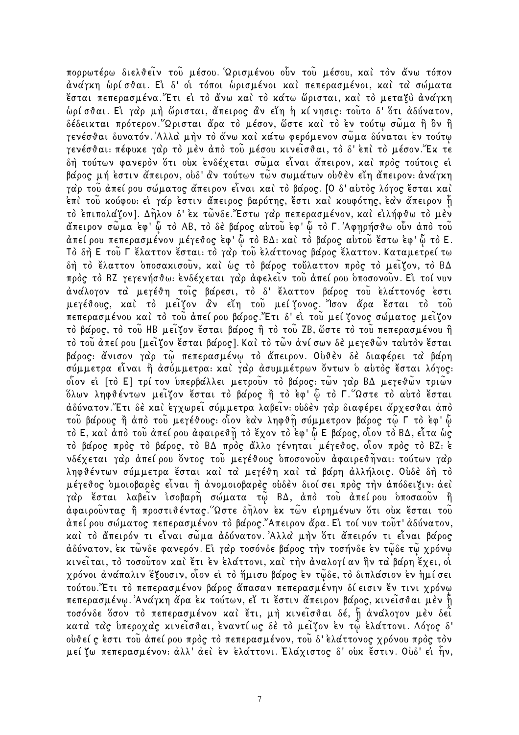πορρωτέρω διελθεῖν τοῦ μέσου. Ὡρισμένου οὖν τοῦ μέσου, καὶ τὸν ἄνω τόπον ἀνάγκη ὡρίσθαι. Εἰ δ' οἱ τόποι ὡρισμένοι καὶ πεπερασμένοι, καὶ τὰ σώματα ἔσται πεπερασμένα. Ἔτι εἰ τὸ ἄνω καὶ τὸ κάτω ὥρισται, καὶ τὸ μεταξὺ ἀνάγκη ὡρίσθαι. Εἰ γὰρ μὴ ὥρισται, ἄπειρος ἂν εἴη ἡ κίνησις· τοῦτο δ' ὅτι ἀδύνατον, δέδεικται πρότερον. Ὥρισται ἄρα τὸ μέσον, ὥστε καὶ τὸ ἐν τούτῳ σῶμα ἢ ὂν ἢ γενέσθαι δυνατόν. Ἀλλὰ μὴν τὸ ἄνω καὶ κάτω φερόμενον σῶμα δύναται ἐν τούτῳ γενέσθαι· πέφυκε γὰρ τὸ μὲν ἀπὸ τοῦ μέσου κινεῖσθαι, τὸ δ' ἐπὶ τὸ μέσον. Ἔκ τε δὴ τούτων φανερὸν ὅτι οὐκ ἐνδέχεται σῶμα εἶναι ἄπειρον, καὶ πρὸς τούτοις εἰ βάρος μή ἐστιν ἄπειρον, οὐδ' ἂν τούτων τῶν σωμάτων οὐθὲν εἴη ἄπειρον· ἀνάγκη γὰρ τοῦ ἀπείρου σώματος ἄπειρον εἶναι καὶ τὸ βάρος. [Ὁ δ' αὐτὸς λόγος ἔσται καὶ ἐπὶ τοῦ κούφου· εἰ γάρ ἐστιν ἄπειρος βαρύτης, ἔστι καὶ κουφότης, ἐὰν ἄπειρον ᾖ τὸ ἐπιπολάζον]. Δῆλον δ' ἐκ τῶνδε. Ἔστω γὰρ πεπερασμένον, καὶ εἰλήφθω τὸ μὲν ἄπειρον σῶμα ἐφ' ᾧ τὸ ΑΒ, τὸ δὲ βάρος αὐτοῦ ἐφ' ᾧ τὸ Γ. Ἀφῃρήσθω οὖν ἀπὸ τοῦ ἀπείρου πεπερασμένον μέγεθος ἐφ' ᾧ τὸ ΒΔ· καὶ τὸ βάρος αὐτοῦ ἔστω ἐφ' ᾧ τὸ Ε. Τὸ δὴ Ε τοῦ Γ ἔλαττον ἔσται· τὸ γὰρ τοῦ ἐλάττονος βάρος ἔλαττον. Καταμετρείτω δὴ τὸ ἔλαττον ὁποσακισοῦν, καὶ ὡς τὸ βάρος τοὔλαττον πρὸς τὸ μεῖζον, τὸ ΒΔ πρὸς τὸ ΒΖ γεγενήσθω· ἐνδέχεται γὰρ ἀφελεῖν τοῦ ἀπείρου ὁποσονοῦν. Εἰ τοίνυν ἀνάλογον τὰ μεγέθη τοῖς βάρεσι, τὸ δ' ἔλαττον βάρος τοῦ ἐλάττονός ἐστι μεγέθους, καὶ τὸ μεῖζον ἂν εἴη τοῦ μείζονος. Ἴσον ἄρα ἔσται τὸ τοῦ πεπερασμένου καὶ τὸ τοῦ ἀπείρου βάρος. Ἔτι δ' εἰ τοῦ μείζονος σώματος μεῖζον τὸ βάρος, τὸ τοῦ ΗΒ μεῖζον ἔσται βάρος ἢ τὸ τοῦ ΖΒ, ὥστε τὸ τοῦ πεπερασμένου ἢ τὸ τοῦ ἀπείρου [μεῖζον ἔσται βάρος]. Καὶ τὸ τῶν ἀνίσων δὲ μεγεθῶν ταὐτὸν ἔσται βάρος· ἄνισον γὰρ τῷ πεπερασμένῳ τὸ ἄπειρον. Οὐθὲν δὲ διαφέρει τὰ βάρη σύμμετρα εἶναι ἢ ἀσύμμετρα· καὶ γὰρ ἀσυμμέτρων ὄντων ὁ αὐτὸς ἔσται λόγος· οἷον εἰ [τὸ Ε] τρίτον ὑπερβάλλει μετροῦν τὸ βάρος· τῶν γὰρ ΒΔ μεγεθῶν τριῶν ὅλων ληφθέντων μεῖζον ἔσται τὸ βάρος ἢ τὸ ἐφ' ᾧ τὸ Γ. Ὥστε τὸ αὐτὸ ἔσται ἀδύνατον. Ἔτι δὲ καὶ ἐγχωρεῖ σύμμετρα λαβεῖν· οὐδὲν γὰρ διαφέρει ἄρχεσθαι ἀπὸ τοῦ βάρους ἢ ἀπὸ τοῦ μεγέθους· οἷον ἐὰν ληφθῇ σύμμετρον βάρος τῷ Γ τὸ ἐφ' ᾧ τὸ Ε, καὶ ἀπὸ τοῦ ἀπείρου ἀφαιρεθῇ τὸ ἔχον τὸ ἐφ' ᾧ Ε βάρος, οἷον τὸ ΒΔ, εἶτα ὡς τὸ βάρος πρὸς τὸ βάρος, τὸ ΒΔ πρὸς ἄλλο γένηται μέγεθος, οἷον πρὸς τὸ ΒΖ· ἐνδέχεται γὰρ ἀπείρου ὄντος τοῦ μεγέθους ὁποσονοῦν ἀφαιρεθῆναι· τούτων γὰρ ληφθέντων σύμμετρα ἔσται καὶ τὰ μεγέθη καὶ τὰ βάρη ἀλλήλοις. Οὐδὲ δὴ τὸ μέγεθος ὁμοιοβαρὲς εἶναι ἢ ἀνομοιοβαρὲς οὐδὲν διοίσει πρὸς τὴν ἀπόδειξιν· ἀεὶ γὰρ ἔσται λαβεῖν ἰσοβαρῆ σώματα τῷ ΒΔ, ἀπὸ τοῦ ἀπείρου ὁποσαοῦν ἢ ἀφαιροῦντας ἢ προστιθέντας. Ὥστε δῆλον ἐκ τῶν εἰρημένων ὅτι οὐκ ἔσται τοῦ ἀπείρου σώματος πεπερασμένον τὸ βάρος. Ἄπειρον ἄρα. Εἰ τοίνυν τοῦτ' ἀδύνατον, καὶ τὸ ἄπειρόν τι εἶναι σῶμα ἀδύνατον. Ἀλλὰ μὴν ὅτι ἄπειρόν τι εἶναι βάρος ἀδύνατον, ἐκ τῶνδε φανερόν. Εἰ γὰρ τοσόνδε βάρος τὴν τοσήνδε ἐν τῷδε τῷ χρόνῳ κινεῖται, τὸ τοσοῦτον καὶ ἔτι ἐν ἐλάττονι, καὶ τὴν ἀναλογίαν ἣν τὰ βάρη ἔχει, οἱ χρόνοι ἀνάπαλιν ἕξουσιν, οἷον εἰ τὸ ἥμισυ βάρος ἐν τῷδε, τὸ διπλάσιον ἐν ἡμίσει τούτου. Ἔτι τὸ πεπερασμένον βάρος ἅπασαν πεπερασμένην δίεισιν ἔν τινι χρόνῳ πεπερασμένῳ. Ἀνάγκη ἄρα ἐκ τούτων, εἴ τι ἔστιν ἄπειρον βάρος, κινεῖσθαι μὲν ᾗ τοσόνδε ὅσον τὸ πεπερασμένον καὶ ἔτι, μὴ κινεῖσθαι δέ, ᾗ ἀνάλογον μὲν δεῖ κατὰ τὰς ὑπεροχὰς κινεῖσθαι, ἐναντίως δὲ τὸ μεῖζον ἐν τῷ ἐλάττονι. Λόγος δ' οὐθείς ἐστι τοῦ ἀπείρου πρὸς τὸ πεπερασμένον, τοῦ δ' ἐλάττονος χρόνου πρὸς τὸν μείζω πεπερασμένον· ἀλλ' ἀεὶ ἐν ἐλάττονι. Ἐλάχιστος δ' οὐκ ἔστιν. Οὐδ' εἰ ἦν,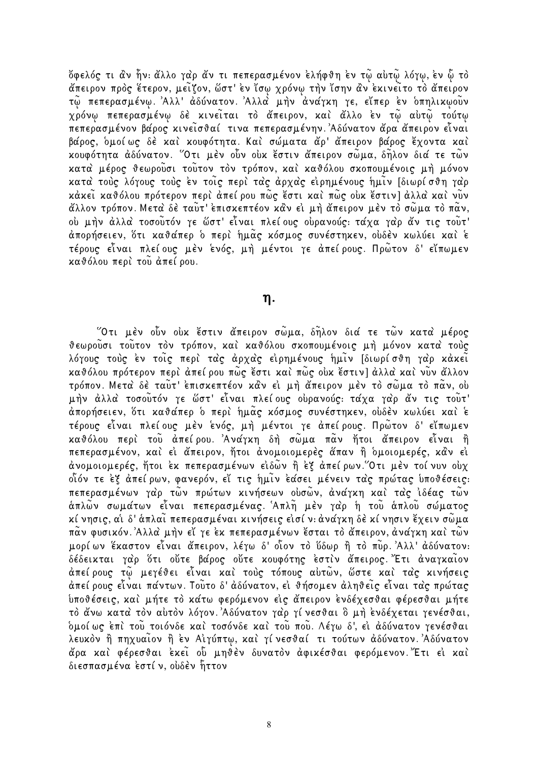ὄφελός τι ἂν ἦν· ἄλλο γὰρ ἄν τι πεπερασμένον ἐλήφθη ἐν τῷ αὐτῷ λόγῳ, ἐν ᾧ τὸ ἄπειρον πρὸς ἕτερον, μεῖζον, ὥστ' ἐν ἴσῳ χρόνῳ τὴν ἴσην ἂν ἐκινεῖτο τὸ ἄπειρον τῷ πεπερασμένῳ. Ἀλλ' ἀδύνατον. Ἀλλὰ μὴν ἀνάγκη γε, εἴπερ ἐν ὁπηλικῳοῦν χρόνῳ πεπερασμένῳ δὲ κινεῖται τὸ ἄπειρον, καὶ ἄλλο ἐν τῷ αὐτῷ τούτῳ πεπερασμένον βάρος κινεῖσθαί τινα πεπερασμένην. Ἀδύνατον ἄρα ἄπειρον εἶναι βάρος, ὁμοίως δὲ καὶ κουφότητα. Καὶ σώματα ἄρ' ἄπειρον βάρος ἔχοντα καὶ κουφότητα ἀδύνατον. Ὅτι μὲν οὖν οὐκ ἔστιν ἄπειρον σῶμα, δῆλον διά τε τῶν κατὰ μέρος θεωροῦσι τοῦτον τὸν τρόπον, καὶ καθόλου σκοπουμένοις μὴ μόνον κατὰ τοὺς λόγους τοὺς ἐν τοῖς περὶ τὰς ἀρχὰς εἰρημένους ἡμῖν [διωρίσθη γὰρ κἀκεῖ καθόλου πρότερον περὶ ἀπείρου πῶς ἔστι καὶ πῶς οὐκ ἔστιν] ἀλλὰ καὶ νῦν ἄλλον τρόπον. Μετὰ δὲ ταῦτ' ἐπισκεπτέον κἂν εἰ μὴ ἄπειρον μὲν τὸ σῶμα τὸ πᾶν, οὐ μὴν ἀλλὰ τοσοῦτόν γε ὥστ' εἶναι πλείους οὐρανούς· τάχα γὰρ ἄν τις τοῦτ' ἀπορήσειεν, ὅτι καθάπερ ὁ περὶ ἡμᾶς κόσμος συνέστηκεν, οὐδὲν κωλύει καὶ ἑτέρους εἶναι πλείους μὲν ἑνός, μὴ μέντοι γε ἀπείρους. Πρῶτον δ' εἴπωμεν καθόλου περὶ τοῦ ἀπείρου.

## η.

Ὅτι μὲν οὖν οὐκ ἔστιν ἄπειρον σῶμα, δῆλον διά τε τῶν κατὰ μέρος θεωροῦσι τοῦτον τὸν τρόπον, καὶ καθόλου σκοπουμένοις μὴ μόνον κατὰ τοὺς λόγους τοὺς ἐν τοῖς περὶ τὰς ἀρχὰς εἰρημένους ἡμῖν [διωρίσθη γὰρ κἀκεῖ καθόλου πρότερον περὶ ἀπείρου πῶς ἔστι καὶ πῶς οὐκ ἔστιν] ἀλλὰ καὶ νῦν ἄλλον τρόπον. Μετὰ δὲ ταῦτ' ἐπισκεπτέον κἂν εἰ μὴ ἄπειρον μὲν τὸ σῶμα τὸ πᾶν, οὐ μὴν ἀλλὰ τοσοῦτόν γε ὥστ' εἶναι πλείους οὐρανούς· τάχα γὰρ ἄν τις τοῦτ' ἀπορήσειεν, ὅτι καθάπερ ὁ περὶ ἡμᾶς κόσμος συνέστηκεν, οὐδὲν κωλύει καὶ ἑτέρους εἶναι πλείους μὲν ἑνός, μὴ μέντοι γε ἀπείρους. Πρῶτον δ' εἴπωμεν καθόλου περὶ τοῦ ἀπείρου. Ἀνάγκη δὴ σῶμα πᾶν ἤτοι ἄπειρον εἶναι ἢ πεπερασμένον, καὶ εἰ ἄπειρον, ἤτοι ἀνομοιομερὲς ἅπαν ἢ ὁμοιομερές, κἂν εἰ ἀνομοιομερές, ἤτοι ἐκ πεπερασμένων εἰδῶν ἢ ἐξ ἀπείρων. Ὅτι μὲν τοίνυν οὐχ οἷόν τε ἐξ ἀπείρων, φανερόν, εἴ τις ἡμῖν ἐάσει μένειν τὰς πρώτας ὑποθέσεις· πεπερασμένων γὰρ τῶν πρώτων κινήσεων οὐσῶν, ἀνάγκη καὶ τὰς ἰδέας τῶν ἁπλῶν σωμάτων εἶναι πεπερασμένας. Ἁπλῆ μὲν γὰρ ἡ τοῦ ἁπλοῦ σώματος κίνησις, αἱ δ' ἁπλαῖ πεπερασμέναι κινήσεις εἰσίν· ἀνάγκη δὲ κίνησιν ἔχειν σῶμα πᾶν φυσικόν. Ἀλλὰ μὴν εἴ γε ἐκ πεπερασμένων ἔσται τὸ ἄπειρον, ἀνάγκη καὶ τῶν μορίων ἕκαστον εἶναι ἄπειρον, λέγω δ' οἷον τὸ ὕδωρ ἢ τὸ πῦρ. Ἀλλ' ἀδύνατον· δέδεικται γὰρ ὅτι οὔτε βάρος οὔτε κουφότης ἐστὶν ἄπειρος. Ἔτι ἀναγκαῖον ἀπείρους τῷ μεγέθει εἶναι καὶ τοὺς τόπους αὐτῶν, ὥστε καὶ τὰς κινήσεις ἀπείρους εἶναι πάντων. Τοῦτο δ' ἀδύνατον, εἰ θήσομεν ἀληθεῖς εἶναι τὰς πρώτας ὑποθέσεις, καὶ μήτε τὸ κάτω φερόμενον εἰς ἄπειρον ἐνδέχεσθαι φέρεσθαι μήτε τὸ ἄνω κατὰ τὸν αὐτὸν λόγον. Ἀδύνατον γὰρ γίνεσθαι ὃ μὴ ἐνδέχεται γενέσθαι, ὁμοίως ἐπὶ τοῦ τοιόνδε καὶ τοσόνδε καὶ τοῦ ποῦ. Λέγω δ', εἰ ἀδύνατον γενέσθαι λευκὸν ἢ πηχυαῖον ἢ ἐν Αἰγύπτῳ, καὶ γίνεσθαί τι τούτων ἀδύνατον. Ἀδύνατον ἄρα καὶ φέρεσθαι ἐκεῖ οὗ μηθὲν δυνατὸν ἀφικέσθαι φερόμενον. Ἔτι εἰ καὶ διεσπασμένα ἐστίν, οὐδὲν ἧττον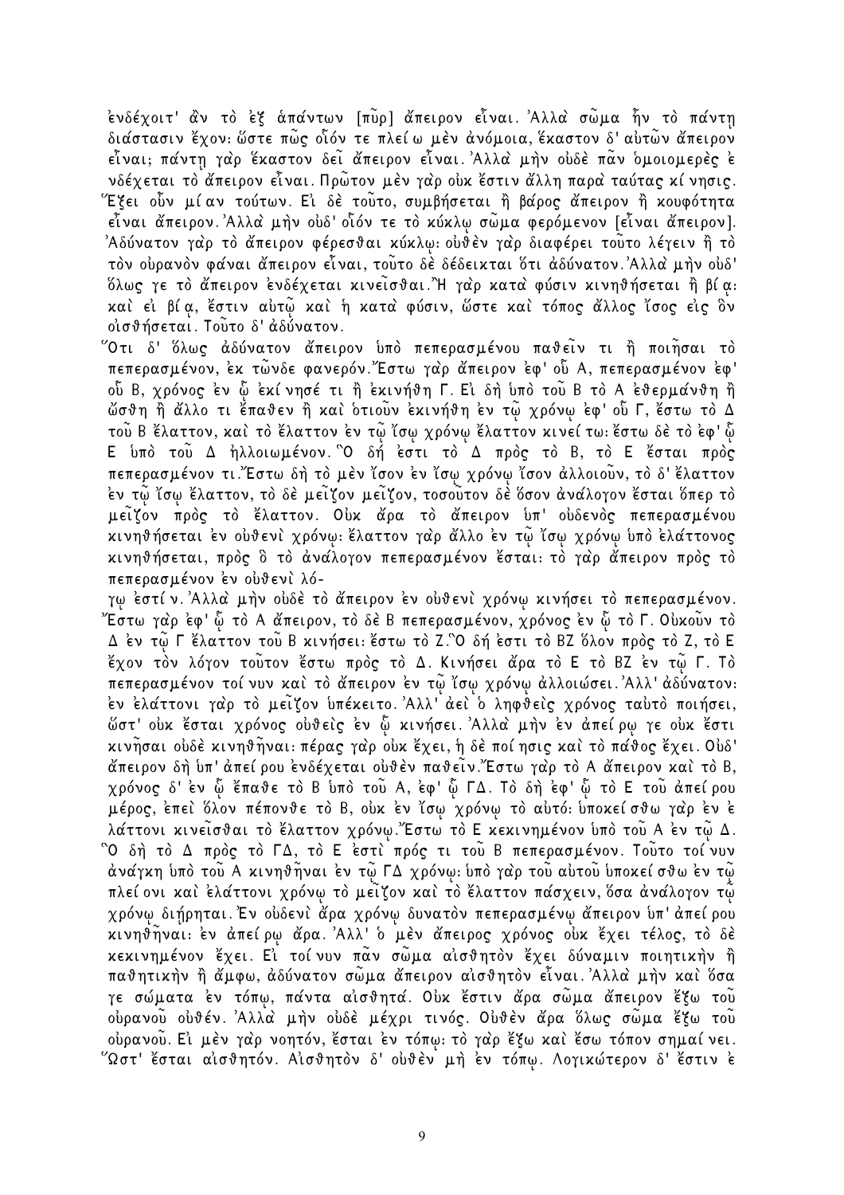ἐνδέχοιτ' ἂν τὸ ἐξ ἁπάντων [πῦρ] ἄπειρον εἶναι. Ἀλλὰ σῶμα ἦν τὸ πάντῃ διάστασιν ἔχον· ὥστε πῶς οἷόν τε πλείω μὲν ἀνόμοια, ἕκαστον δ' αὐτῶν ἄπειρον εἶναι; πάντῃ γὰρ ἕκαστον δεῖ ἄπειρον εἶναι. Ἀλλὰ μὴν οὐδὲ πᾶν ὁμοιομερὲς ἐνδέχεται τὸ ἄπειρον εἶναι. Πρῶτον μὲν γὰρ οὐκ ἔστιν ἄλλη παρὰ ταύτας κίνησις. Ἕξει οὖν μίαν τούτων. Εἰ δὲ τοῦτο, συμβήσεται ἢ βάρος ἄπειρον ἢ κουφότητα εἶναι ἄπειρον. Ἀλλὰ μὴν οὐδ' οἷόν τε τὸ κύκλῳ σῶμα φερόμενον [εἶναι ἄπειρον]. Ἀδύνατον γὰρ τὸ ἄπειρον φέρεσθαι κύκλῳ· οὐθὲν γὰρ διαφέρει τοῦτο λέγειν ἢ τὸ τὸν οὐρανὸν φάναι ἄπειρον εἶναι, τοῦτο δὲ δέδεικται ὅτι ἀδύνατον. Ἀλλὰ μὴν οὐδ' ὅλως γε τὸ ἄπειρον ἐνδέχεται κινεῖσθαι. Ἢ γὰρ κατὰ φύσιν κινηθήσεται ἢ βίᾳ· καὶ εἰ βίᾳ, ἔστιν αὐτῷ καὶ ἡ κατὰ φύσιν, ὥστε καὶ τόπος ἄλλος ἴσος εἰς ὃν οἰσθήσεται. Τοῦτο δ' ἀδύνατον.

Ὅτι δ' ὅλως ἀδύνατον ἄπειρον ὑπὸ πεπερασμένου παθεῖν τι ἢ ποιῆσαι τὸ πεπερασμένον, ἐκ τῶνδε φανερόν. Ἔστω γὰρ ἄπειρον ἐφ' οὗ Α, πεπερασμένον ἐφ' οὗ Β, χρόνος ἐν ᾧ ἐκίνησέ τι ἢ ἐκινήθη Γ. Εἰ δὴ ὑπὸ τοῦ Β τὸ Α ἐθερμάνθη ἢ ὤσθη ἢ ἄλλο τι ἔπαθεν ἢ καὶ ὁτιοῦν ἐκινήθη ἐν τῷ χρόνῳ ἐφ' οὗ Γ, ἔστω τὸ Δ τοῦ Β ἔλαττον, καὶ τὸ ἔλαττον ἐν τῷ ἴσῳ χρόνῳ ἔλαττον κινείτω· ἔστω δὲ τὸ ἐφ' ᾧ Ε ὑπὸ τοῦ Δ ἠλλοιωμένον. Ὃ δή ἐστι τὸ Δ πρὸς τὸ Β, τὸ Ε ἔσται πρὸς πεπερασμένον τι. Ἔστω δὴ τὸ μὲν ἴσον ἐν ἴσῳ χρόνῳ ἴσον ἀλλοιοῦν, τὸ δ' ἔλαττον ἐν τῷ ἴσῳ ἔλαττον, τὸ δὲ μεῖζον μεῖζον, τοσοῦτον δὲ ὅσον ἀνάλογον ἔσται ὅπερ τὸ μεῖζον πρὸς τὸ ἔλαττον. Οὐκ ἄρα τὸ ἄπειρον ὑπ' οὐδενὸς πεπερασμένου κινηθήσεται ἐν οὐθενὶ χρόνῳ· ἔλαττον γὰρ ἄλλο ἐν τῷ ἴσῳ χρόνῳ ὑπὸ ἐλάττονος κινηθήσεται, πρὸς ὃ τὸ ἀνάλογον πεπερασμένον ἔσται· τὸ γὰρ ἄπειρον πρὸς τὸ πεπερασμένον ἐν οὐθενὶ λό-

γῳ ἐστίν. Ἀλλὰ μὴν οὐδὲ τὸ ἄπειρον ἐν οὐθενὶ χρόνῳ κινήσει τὸ πεπερασμένον. Ἔστω γὰρ ἐφ' ᾧ τὸ Α ἄπειρον, τὸ δὲ Β πεπερασμένον, χρόνος ἐν ᾧ τὸ Γ. Οὐκοῦν τὸ Δ ἐν τῷ Γ ἔλαττον τοῦ Β κινήσει· ἔστω τὸ Ζ. Ὃ δή ἐστι τὸ ΒΖ ὅλον πρὸς τὸ Ζ, τὸ Ε ἔχον τὸν λόγον τοῦτον ἔστω πρὸς τὸ Δ. Κινήσει ἄρα τὸ Ε τὸ ΒΖ ἐν τῷ Γ. Τὸ πεπερασμένον τοίνυν καὶ τὸ ἄπειρον ἐν τῷ ἴσῳ χρόνῳ ἀλλοιώσει. Ἀλλ' ἀδύνατον· ἐν ἐλάττονι γὰρ τὸ μεῖζον ὑπέκειτο. Ἀλλ' ἀεὶ ὁ ληφθεὶς χρόνος ταὐτὸ ποιήσει, ὥστ' οὐκ ἔσται χρόνος οὐθεὶς ἐν ᾧ κινήσει. Ἀλλὰ μὴν ἐν ἀπείρῳ γε οὐκ ἔστι κινῆσαι οὐδὲ κινηθῆναι· πέρας γὰρ οὐκ ἔχει, ἡ δὲ ποίησις καὶ τὸ πάθος ἔχει. Οὐδ' ἄπειρον δὴ ὑπ' ἀπείρου ἐνδέχεται οὐθὲν παθεῖν. Ἔστω γὰρ τὸ Α ἄπειρον καὶ τὸ Β, χρόνος δ' ἐν ᾧ ἔπαθε τὸ Β ὑπὸ τοῦ Α, ἐφ' ᾧ ΓΔ. Τὸ δὴ ἐφ' ᾧ τὸ Ε τοῦ ἀπείρου μέρος, ἐπεὶ ὅλον πέπονθε τὸ Β, οὐκ ἐν ἴσῳ χρόνῳ τὸ αὐτό· ὑποκείσθω γὰρ ἐν ἐλάττονι κινεῖσθαι τὸ ἔλαττον χρόνῳ. Ἔστω τὸ Ε κεκινημένον ὑπὸ τοῦ Α ἐν τῷ Δ. Ὃ δὴ τὸ Δ πρὸς τὸ ΓΔ, τὸ Ε ἐστί πρός τι τοῦ Β πεπερασμένον. Τοῦτο τοίνυν ἀνάγκη ὑπὸ τοῦ Α κινηθῆναι ἐν τῷ ΓΔ χρόνῳ· ὑπὸ γὰρ τοῦ αὐτοῦ ὑποκείσθω ἐν τῷ πλείονι καὶ ἐλάττονι χρόνῳ τὸ μεῖζον καὶ τὸ ἔλαττον πάσχειν, ὅσα ἀνάλογον τῷ χρόνῳ διῄρηται. Ἐν οὐδενὶ ἄρα χρόνῳ δυνατὸν πεπερασμένῳ ἄπειρον ὑπ' ἀπείρου κινηθῆναι· ἐν ἀπείρῳ ἄρα. Ἀλλ' ὁ μὲν ἄπειρος χρόνος οὐκ ἔχει τέλος, τὸ δὲ κεκινημένον ἔχει. Εἰ τοίνυν πᾶν σῶμα αἰσθητὸν ἔχει δύναμιν ποιητικὴν ἢ παθητικὴν ἢ ἄμφω, ἀδύνατον σῶμα ἄπειρον αἰσθητὸν εἶναι. Ἀλλὰ μὴν καὶ ὅσα γε σώματα ἐν τόπῳ, πάντα αἰσθητά. Οὐκ ἔστιν ἄρα σῶμα ἄπειρον ἔξω τοῦ οὐρανοῦ οὐθέν. Ἀλλὰ μὴν οὐδὲ μέχρι τινός. Οὐθὲν ἄρα ὅλως σῶμα ἔξω τοῦ οὐρανοῦ. Εἰ μὲν γὰρ νοητόν, ἔσται ἐν τόπῳ· τὸ γὰρ ἔξω καὶ ἔσω τόπον σημαίνει. Ὥστ' ἔσται αἰσθητόν. Αἰσθητὸν δ' οὐθὲν μὴ ἐν τόπῳ. Λογικώτερον δ' ἔστιν ἐ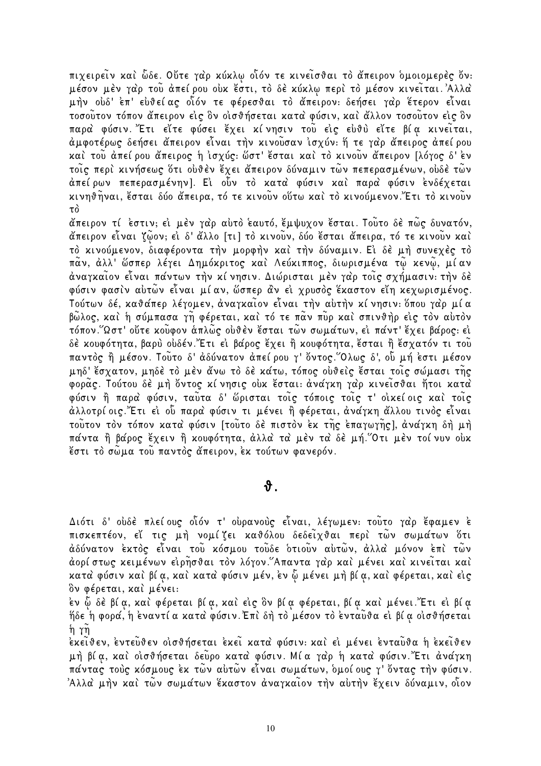πιχειρεῖν καὶ ὧδε. Οὔτε γὰρ κύκλῳ οἷόν τε κινεῖσθαι τὸ ἄπειρον ὁμοιομερὲς ὄν: μέσον μὲν γὰρ τοῦ ἀπείρου οὐκ ἔστι, τὸ δὲ κύκλῳ περὶ τὸ μέσον κινεῖται. Ἀλλὰ μὴν οὐδ' ἐπ' εὐθείας οἷόν τε φέρεσθαι τὸ ἄπειρον: δεήσει γὰρ ἕτερον εἶναι τοσοῦτον τόπον ἄπειρον εἰς ὃν οἰσθήσεται κατὰ φύσιν, καὶ ἄλλον τοσοῦτον εἰς ὃν παρὰ φύσιν. Ἔτι εἴτε φύσει ἔχει κίνησιν τοῦ εἰς εὐθὺ εἴτε βίᾳ κινεῖται, ἀμφοτέρως δεήσει ἄπειρον εἶναι τὴν κινοῦσαν ἰσχύν: ἥ τε γὰρ ἄπειρος ἀπείρου καὶ τοῦ ἀπείρου ἄπειρος ἡ ἰσχύς: ὥστ' ἔσται καὶ τὸ κινοῦν ἄπειρον [λόγος δ' ἐν τοῖς περὶ κινήσεως ὅτι οὐθὲν ἔχει ἄπειρον δύναμιν τῶν πεπερασμένων, οὐδὲ τῶν ἀπείρων πεπερασμένην]. Εἰ οὖν τὸ κατὰ φύσιν καὶ παρὰ φύσιν ἐνδέχεται κινηθῆναι, ἔσται δύο ἄπειρα, τό τε κινοῦν οὕτω καὶ τὸ κινούμενον. Ἔτι τὸ κινοῦν τὸ ἄπειρον τί ἐστιν; εἰ μὲν γὰρ αὐτὸ ἑαυτό, ἔμψυχον ἔσται. Τοῦτο δὲ πῶς δυνατόν, ἄπειρον εἶναι ζῷον; εἰ δ' ἄλλο [τι] τὸ κινοῦν, δύο ἔσται ἄπειρα, τό τε κινοῦν καὶ τὸ κινούμενον, διαφέροντα τὴν μορφὴν καὶ τὴν δύναμιν. Εἰ δὲ μὴ συνεχὲς τὸ πᾶν, ἀλλ' ὥσπερ λέγει Δημόκριτος καὶ Λεύκιππος, διωρισμένα τῷ κενῷ, μίαν ἀναγκαῖον εἶναι πάντων τὴν κίνησιν. Διώρισται μὲν γὰρ τοῖς σχήμασιν: τὴν δὲ φύσιν φασὶν αὐτῶν εἶναι μίαν, ὥσπερ ἂν εἰ χρυσὸς ἕκαστον εἴη κεχωρισμένος. Τούτων δέ, καθάπερ λέγομεν, ἀναγκαῖον εἶναι τὴν αὐτὴν κίνησιν: ὅπου γὰρ μία βῶλος, καὶ ἡ σύμπασα γῆ φέρεται, καὶ τό τε πᾶν πῦρ καὶ σπινθὴρ εἰς τὸν αὐτὸν τόπον. Ὥστ' οὔτε κοῦφον ἁπλῶς οὐθὲν ἔσται τῶν σωμάτων, εἰ πάντ' ἔχει βάρος: εἰ δὲ κουφότητα, βαρὺ οὐδέν. Ἔτι εἰ βάρος ἔχει ἢ κουφότητα, ἔσται ἢ ἔσχατόν τι τοῦ παντὸς ἢ μέσον. Τοῦτο δ' ἀδύνατον ἀπείρου γ' ὄντος. Ὅλως δ', οὗ μή ἐστι μέσον μηδ' ἔσχατον, μηδὲ τὸ μὲν ἄνω τὸ δὲ κάτω, τόπος οὐθεὶς ἔσται τοῖς σώμασι τῆς φορᾶς. Τούτου δὲ μὴ ὄντος κίνησις οὐκ ἔσται: ἀνάγκη γὰρ κινεῖσθαι ἤτοι κατὰ φύσιν ἢ παρὰ φύσιν, ταῦτα δ' ὥρισται τοῖς τόποις τοῖς τ' οἰκείοις καὶ τοῖς ἀλλοτρίοις. Ἔτι εἰ οὗ παρὰ φύσιν τι μένει ἢ φέρεται, ἀνάγκη ἄλλου τινὸς εἶναι τοῦτον τὸν τόπον κατὰ φύσιν [τοῦτο δὲ πιστὸν ἐκ τῆς ἐπαγωγῆς], ἀνάγκη δὴ μὴ πάντα ἢ βάρος ἔχειν ἢ κουφότητα, ἀλλὰ τὰ μὲν τὰ δὲ μή. Ὅτι μὲν τοίνυν οὐκ ἔστι τὸ σῶμα τοῦ παντὸς ἄπειρον, ἐκ τούτων φανερόν.

## θ.

Διότι δ' οὐδὲ πλείους οἷόν τ' οὐρανοὺς εἶναι, λέγωμεν: τοῦτο γὰρ ἔφαμεν ἐπισκεπτέον, εἴ τις μὴ νομίζει καθόλου δεδεῖχθαι περὶ τῶν σωμάτων ὅτι ἀδύνατον ἐκτὸς εἶναι τοῦ κόσμου τοῦδε ὁτιοῦν αὐτῶν, ἀλλὰ μόνον ἐπὶ τῶν ἀορίστως κειμένων εἰρῆσθαι τὸν λόγον. Ἅπαντα γὰρ καὶ μένει καὶ κινεῖται καὶ κατὰ φύσιν καὶ βίᾳ, καὶ κατὰ φύσιν μέν, ἐν ᾧ μένει μὴ βίᾳ, καὶ φέρεται, καὶ εἰς ὃν φέρεται, καὶ μένει:
ἐν ᾧ δὲ βίᾳ, καὶ φέρεται βίᾳ, καὶ εἰς ὃν βίᾳ φέρεται, βίᾳ καὶ μένει. Ἔτι εἰ βίᾳ ἥδε ἡ φορά, ἡ ἐναντία κατὰ φύσιν. Ἐπὶ δὴ τὸ μέσον τὸ ἐνταῦθα εἰ βίᾳ οἰσθήσεται ἡ γῆ
ἐκεῖθεν, ἐντεῦθεν οἰσθήσεται ἐκεῖ κατὰ φύσιν: καὶ εἰ μένει ἐνταῦθα ἡ ἐκεῖθεν μὴ βίᾳ, καὶ οἰσθήσεται δεῦρο κατὰ φύσιν. Μία γὰρ ἡ κατὰ φύσιν. Ἔτι ἀνάγκη πάντας τοὺς κόσμους ἐκ τῶν αὐτῶν εἶναι σωμάτων, ὁμοίους γ' ὄντας τὴν φύσιν. Ἀλλὰ μὴν καὶ τῶν σωμάτων ἕκαστον ἀναγκαῖον τὴν αὐτὴν ἔχειν δύναμιν, οἷον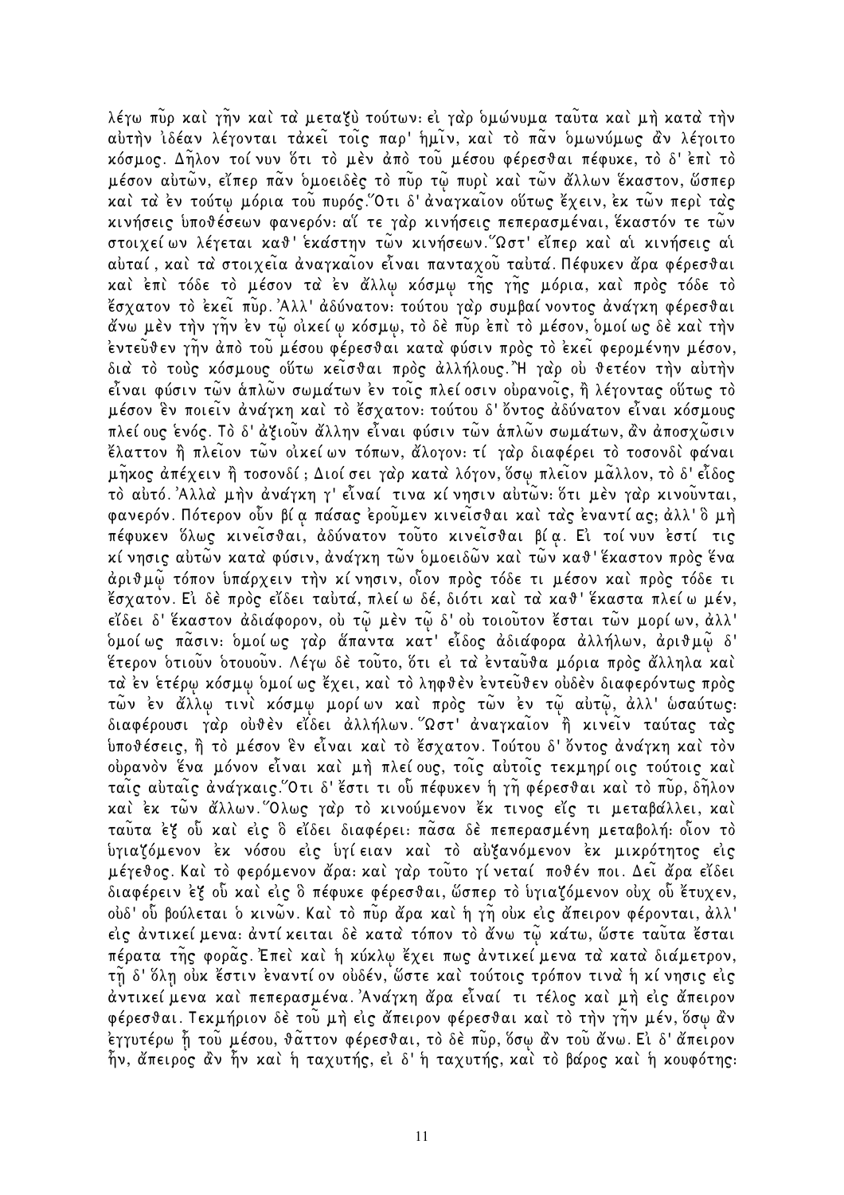λέγω πῦρ καὶ γῆν καὶ τὰ μεταξὺ τούτων· εἰ γὰρ ὁμώνυμα ταῦτα καὶ μὴ κατὰ τὴν αὐτὴν ἰδέαν λέγονται τἀκεῖ τοῖς παρ' ἡμῖν, καὶ τὸ πᾶν ὁμωνύμως ἂν λέγοιτο κόσμος. Δῆλον τοίνυν ὅτι τὸ μὲν ἀπὸ τοῦ μέσου φέρεσθαι πέφυκε, τὸ δ' ἐπὶ τὸ μέσον αὐτῶν, εἴπερ πᾶν ὁμοειδὲς τὸ πῦρ τῷ πυρὶ καὶ τῶν ἄλλων ἕκαστον, ὥσπερ καὶ τὰ ἐν τούτῳ μόρια τοῦ πυρός. Ὅτι δ' ἀναγκαῖον οὕτως ἔχειν, ἐκ τῶν περὶ τὰς κινήσεις ὑποθέσεων φανερόν· αἵ τε γὰρ κινήσεις πεπερασμέναι, ἕκαστόν τε τῶν στοιχείων λέγεται καθ' ἑκάστην τῶν κινήσεων. Ὥστ' εἴπερ καὶ αἱ κινήσεις αἱ αὐταί, καὶ τὰ στοιχεῖα ἀναγκαῖον εἶναι πανταχοῦ ταὐτά. Πέφυκεν ἄρα φέρεσθαι καὶ ἐπὶ τόδε τὸ μέσον τὰ ἐν ἄλλῳ κόσμῳ τῆς γῆς μόρια, καὶ πρὸς τόδε τὸ ἔσχατον τὸ ἐκεῖ πῦρ. Ἀλλ' ἀδύνατον· τούτου γὰρ συμβαίνοντος ἀνάγκη φέρεσθαι ἄνω μὲν τὴν γῆν ἐν τῷ οἰκείῳ κόσμῳ, τὸ δὲ πῦρ ἐπὶ τὸ μέσον, ὁμοίως δὲ καὶ τὴν ἐντεῦθεν γῆν ἀπὸ τοῦ μέσου φέρεσθαι κατὰ φύσιν πρὸς τὸ ἐκεῖ φερομένην μέσον, διὰ τὸ τοὺς κόσμους οὕτω κεῖσθαι πρὸς ἀλλήλους. Ἢ γὰρ οὐ θετέον τὴν αὐτὴν εἶναι φύσιν τῶν ἁπλῶν σωμάτων ἐν τοῖς πλείοσιν οὐρανοῖς, ἢ λέγοντας οὕτως τὸ μέσον ἓν ποιεῖν ἀνάγκη καὶ τὸ ἔσχατον· τούτου δ' ὄντος ἀδύνατον εἶναι κόσμους πλείους ἑνός. Τὸ δ' ἀξιοῦν ἄλλην εἶναι φύσιν τῶν ἁπλῶν σωμάτων, ἂν ἀποσχῶσιν ἔλαττον ἢ πλεῖον τῶν οἰκείων τόπων, ἄλογον· τί γὰρ διαφέρει τὸ τοσονδὶ φάναι μῆκος ἀπέχειν ἢ τοσονδί; Διοίσει γὰρ κατὰ λόγον, ὅσῳ πλεῖον μᾶλλον, τὸ δ' εἶδος τὸ αὐτό. Ἀλλὰ μὴν ἀνάγκη γ' εἶναί τινα κίνησιν αὐτῶν· ὅτι μὲν γὰρ κινοῦνται, φανερόν. Πότερον οὖν βίᾳ πάσας ἐροῦμεν κινεῖσθαι καὶ τὰς ἐναντίας; ἀλλ' ὃ μὴ πέφυκεν ὅλως κινεῖσθαι, ἀδύνατον τοῦτο κινεῖσθαι βίᾳ. Εἰ τοίνυν ἐστί τις κίνησις αὐτῶν κατὰ φύσιν, ἀνάγκη τῶν ὁμοειδῶν καὶ τῶν καθ' ἕκαστον πρὸς ἕνα ἀριθμῷ τόπον ὑπάρχειν τὴν κίνησιν, οἷον πρὸς τόδε τι μέσον καὶ πρὸς τόδε τι ἔσχατον. Εἰ δὲ πρὸς εἴδει ταὐτά, πλείω δέ, διότι καὶ τὰ καθ' ἕκαστα πλείω μέν, εἴδει δ' ἕκαστον ἀδιάφορον, οὐ τῷ μὲν τῷ δ' οὐ τοιοῦτον ἔσται τῶν μορίων, ἀλλ' ὁμοίως πᾶσιν· ὁμοίως γὰρ ἅπαντα κατ' εἶδος ἀδιάφορα ἀλλήλων, ἀριθμῷ δ' ἕτερον ὁτιοῦν ὁτουοῦν. Λέγω δὲ τοῦτο, ὅτι εἰ τὰ ἐνταῦθα μόρια πρὸς ἄλληλα καὶ τὰ ἐν ἑτέρῳ κόσμῳ ὁμοίως ἔχει, καὶ τὸ ληφθὲν ἐντεῦθεν οὐδὲν διαφερόντως πρὸς τῶν ἐν ἄλλῳ τινὶ κόσμῳ μορίων καὶ πρὸς τῶν ἐν τῷ αὐτῷ, ἀλλ' ὡσαύτως· διαφέρουσι γὰρ οὐθὲν εἴδει ἀλλήλων. Ὥστ' ἀναγκαῖον ἢ κινεῖν ταύτας τὰς ὑποθέσεις, ἢ τὸ μέσον ἓν εἶναι καὶ τὸ ἔσχατον. Τούτου δ' ὄντος ἀνάγκη καὶ τὸν οὐρανὸν ἕνα μόνον εἶναι καὶ μὴ πλείους, τοῖς αὐτοῖς τεκμηρίοις τούτοις καὶ ταῖς αὐταῖς ἀνάγκαις. Ὅτι δ' ἔστι τι οὗ πέφυκεν ἡ γῆ φέρεσθαι καὶ τὸ πῦρ, δῆλον καὶ ἐκ τῶν ἄλλων. Ὅλως γὰρ τὸ κινούμενον ἔκ τινος εἴς τι μεταβάλλει, καὶ ταῦτα ἐξ οὗ καὶ εἰς ὃ εἴδει διαφέρει· πᾶσα δὲ πεπερασμένη μεταβολή· οἷον τὸ ὑγιαζόμενον ἐκ νόσου εἰς ὑγίειαν καὶ τὸ αὐξανόμενον ἐκ μικρότητος εἰς μέγεθος. Καὶ τὸ φερόμενον ἄρα· καὶ γὰρ τοῦτο γίνεταί ποθέν ποι. Δεῖ ἄρα εἴδει διαφέρειν ἐξ οὗ καὶ εἰς ὃ πέφυκε φέρεσθαι, ὥσπερ τὸ ὑγιαζόμενον οὐχ οὗ ἔτυχεν, οὐδ' οὗ βούλεται ὁ κινῶν. Καὶ τὸ πῦρ ἄρα καὶ ἡ γῆ οὐκ εἰς ἄπειρον φέρονται, ἀλλ' εἰς ἀντικείμενα· ἀντίκειται δὲ κατὰ τόπον τὸ ἄνω τῷ κάτω, ὥστε ταῦτα ἔσται πέρατα τῆς φορᾶς. Ἐπεὶ καὶ ἡ κύκλῳ ἔχει πως ἀντικείμενα τὰ κατὰ διάμετρον, τῇ δ' ὅλῃ οὐκ ἔστιν ἐναντίον οὐδέν, ὥστε καὶ τούτοις τρόπον τινὰ ἡ κίνησις εἰς ἀντικείμενα καὶ πεπερασμένα. Ἀνάγκη ἄρα εἶναί τι τέλος καὶ μὴ εἰς ἄπειρον φέρεσθαι. Τεκμήριον δὲ τοῦ μὴ εἰς ἄπειρον φέρεσθαι καὶ τὸ τὴν γῆν μέν, ὅσῳ ἂν ἐγγυτέρω ᾖ τοῦ μέσου, θᾶττον φέρεσθαι, τὸ δὲ πῦρ, ὅσῳ ἂν τοῦ ἄνω. Εἰ δ' ἄπειρον ἦν, ἄπειρος ἂν ἦν καὶ ἡ ταχυτής, εἰ δ' ἡ ταχυτής, καὶ τὸ βάρος καὶ ἡ κουφότης·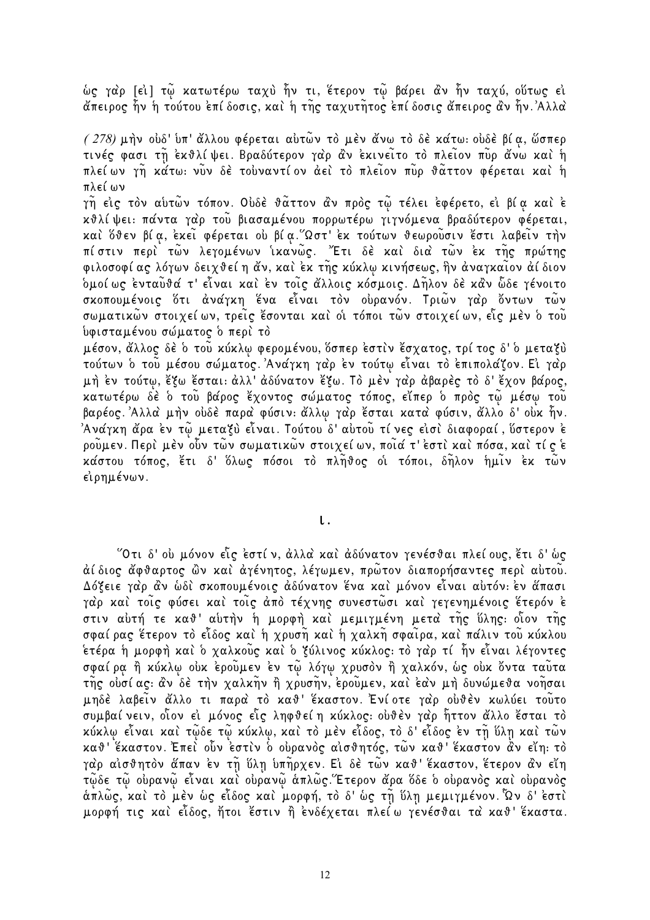ὡς γὰρ [εἰ] τῷ κατωτέρω ταχὺ ἦν τι, ἕτερον τῷ βάρει ἂν ἦν ταχύ, οὕτως εἰ ἄπειρος ἦν ἡ τούτου ἐπίδοσις, καὶ ἡ τῆς ταχυτῆτος ἐπίδοσις ἄπειρος ἂν ἦν. Ἀλλὰ

*(278)* μὴν οὐδ' ὑπ' ἄλλου φέρεται αὐτῶν τὸ μὲν ἄνω τὸ δὲ κάτω· οὐδὲ βίᾳ, ὥσπερ τινές φασι τῇ ἐκθλίψει. Βραδύτερον γὰρ ἂν ἐκινεῖτο τὸ πλεῖον πῦρ ἄνω καὶ ἡ πλείων γῆ κάτω· νῦν δὲ τοὐναντίον ἀεὶ τὸ πλεῖον πῦρ θᾶττον φέρεται καὶ ἡ πλείων γῆ εἰς τὸν αὑτῶν τόπον. Οὐδὲ θᾶττον ἂν πρὸς τῷ τέλει ἐφέρετο, εἰ βίᾳ καὶ ἐκθλίψει· πάντα γὰρ τοῦ βιασαμένου πορρωτέρω γιγνόμενα βραδύτερον φέρεται, καὶ ὅθεν βίᾳ, ἐκεῖ φέρεται οὐ βίᾳ. Ὥστ' ἐκ τούτων θεωροῦσιν ἔστι λαβεῖν τὴν πίστιν περὶ τῶν λεγομένων ἱκανῶς. Ἔτι δὲ καὶ διὰ τῶν ἐκ τῆς πρώτης φιλοσοφίας λόγων δειχθείη ἄν, καὶ ἐκ τῆς κύκλῳ κινήσεως, ἣν ἀναγκαῖον ἀΐδιον ὁμοίως ἐνταῦθά τ' εἶναι καὶ ἐν τοῖς ἄλλοις κόσμοις. Δῆλον δὲ κἂν ὧδε γένοιτο σκοπουμένοις ὅτι ἀνάγκη ἕνα εἶναι τὸν οὐρανόν. Τριῶν γὰρ ὄντων τῶν σωματικῶν στοιχείων, τρεῖς ἔσονται καὶ οἱ τόποι τῶν στοιχείων, εἷς μὲν ὁ τοῦ ὑφισταμένου σώματος ὁ περὶ τὸ μέσον, ἄλλος δὲ ὁ τοῦ κύκλῳ φερομένου, ὅσπερ ἐστὶν ἔσχατος, τρίτος δ' ὁ μεταξὺ τούτων ὁ τοῦ μέσου σώματος. Ἀνάγκη γὰρ ἐν τούτῳ εἶναι τὸ ἐπιπολάζον. Εἰ γὰρ μὴ ἐν τούτῳ, ἔξω ἔσται· ἀλλ' ἀδύνατον ἔξω. Τὸ μὲν γὰρ ἀβαρὲς τὸ δ' ἔχον βάρος, κατωτέρω δὲ ὁ τοῦ βάρος ἔχοντος σώματος τόπος, εἴπερ ὁ πρὸς τῷ μέσῳ τοῦ βαρέος. Ἀλλὰ μὴν οὐδὲ παρὰ φύσιν· ἄλλῳ γὰρ ἔσται κατὰ φύσιν, ἄλλο δ' οὐκ ἦν. Ἀνάγκη ἄρα ἐν τῷ μεταξὺ εἶναι. Τούτου δ' αὐτοῦ τίνες εἰσὶ διαφοραί, ὕστερον ἐροῦμεν. Περὶ μὲν οὖν τῶν σωματικῶν στοιχείων, ποῖά τ' ἐστὶ καὶ πόσα, καὶ τίς ἑκάστου τόπος, ἔτι δ' ὅλως πόσοι τὸ πλῆθος οἱ τόποι, δῆλον ἡμῖν ἐκ τῶν εἰρημένων.

## ι.

Ὅτι δ' οὐ μόνον εἷς ἐστίν, ἀλλὰ καὶ ἀδύνατον γενέσθαι πλείους, ἔτι δ' ὡς ἀΐδιος ἄφθαρτος ὢν καὶ ἀγένητος, λέγωμεν, πρῶτον διαπορήσαντες περὶ αὐτοῦ. Δόξειε γὰρ ἂν ὡδὶ σκοπουμένοις ἀδύνατον ἕνα καὶ μόνον εἶναι αὐτόν· ἐν ἅπασι γὰρ καὶ τοῖς φύσει καὶ τοῖς ἀπὸ τέχνης συνεστῶσι καὶ γεγενημένοις ἕτερόν ἐστιν αὐτή τε καθ' αὑτὴν ἡ μορφὴ καὶ μεμιγμένη μετὰ τῆς ὕλης· οἷον τῆς σφαίρας ἕτερον τὸ εἶδος καὶ ἡ χρυσῆ καὶ ἡ χαλκῆ σφαῖρα, καὶ πάλιν τοῦ κύκλου ἑτέρα ἡ μορφὴ καὶ ὁ χαλκοῦς καὶ ὁ ξύλινος κύκλος· τὸ γὰρ τί ἦν εἶναι λέγοντες σφαίρᾳ ἢ κύκλῳ οὐκ ἐροῦμεν ἐν τῷ λόγῳ χρυσὸν ἢ χαλκόν, ὡς οὐκ ὄντα ταῦτα τῆς οὐσίας· ἂν δὲ τὴν χαλκῆν ἢ χρυσῆν, ἐροῦμεν, καὶ ἐὰν μὴ δυνώμεθα νοῆσαι μηδὲ λαβεῖν ἄλλο τι παρὰ τὸ καθ' ἕκαστον. Ἐνίοτε γὰρ οὐθὲν κωλύει τοῦτο συμβαίνειν, οἷον εἰ μόνος εἷς ληφθείη κύκλος· οὐθὲν γὰρ ἧττον ἄλλο ἔσται τὸ κύκλῳ εἶναι καὶ τῷδε τῷ κύκλῳ, καὶ τὸ μὲν εἶδος, τὸ δ' εἶδος ἐν τῇ ὕλῃ καὶ τῶν καθ' ἕκαστον. Ἐπεὶ οὖν ἐστὶν ὁ οὐρανὸς αἰσθητός, τῶν καθ' ἕκαστον ἂν εἴη· τὸ γὰρ αἰσθητὸν ἅπαν ἐν τῇ ὕλῃ ὑπῆρχεν. Εἰ δὲ τῶν καθ' ἕκαστον, ἕτερον ἂν εἴη τῷδε τῷ οὐρανῷ εἶναι καὶ οὐρανῷ ἁπλῶς. Ἕτερον ἄρα ὅδε ὁ οὐρανὸς καὶ οὐρανὸς ἁπλῶς, καὶ τὸ μὲν ὡς εἶδος καὶ μορφή, τὸ δ' ὡς τῇ ὕλῃ μεμιγμένον. Ὧν δ' ἐστὶ μορφή τις καὶ εἶδος, ἤτοι ἔστιν ἢ ἐνδέχεται πλείω γενέσθαι τὰ καθ' ἕκαστα.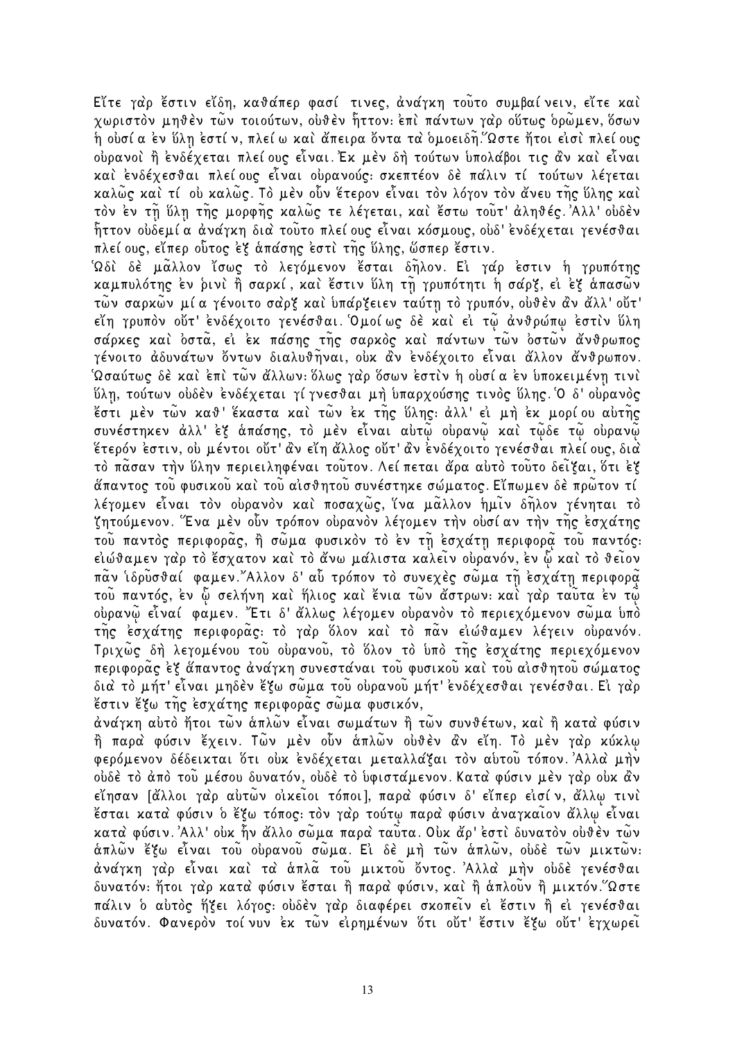Εἴτε γὰρ ἔστιν εἴδη, καθάπερ φασί τινες, ἀνάγκη τοῦτο συμβαίνειν, εἴτε καὶ χωριστὸν μηθὲν τῶν τοιούτων, οὐθὲν ἧττον· ἐπὶ πάντων γὰρ οὕτως ὁρῶμεν, ὅσων ἡ οὐσία ἐν ὕλῃ ἐστίν, πλείω καὶ ἄπειρα ὄντα τὰ ὁμοειδῆ.Ὥστε ἤτοι εἰσὶ πλείους οὐρανοὶ ἢ ἐνδέχεται πλείους εἶναι. Ἐκ μὲν δὴ τούτων ὑπολάβοι τις ἂν καὶ εἶναι καὶ ἐνδέχεσθαι πλείους εἶναι οὐρανούς· σκεπτέον δὲ πάλιν τί τούτων λέγεται καλῶς καὶ τί οὐ καλῶς. Τὸ μὲν οὖν ἕτερον εἶναι τὸν λόγον τὸν ἄνευ τῆς ὕλης καὶ τὸν ἐν τῇ ὕλῃ τῆς μορφῆς καλῶς τε λέγεται, καὶ ἔστω τοῦτ' ἀληθές. Ἀλλ' οὐδὲν ἧττον οὐδεμία ἀνάγκη διὰ τοῦτο πλείους εἶναι κόσμους, οὐδ' ἐνδέχεται γενέσθαι πλείους, εἴπερ οὗτος ἐξ ἁπάσης ἐστὶ τῆς ὕλης, ὥσπερ ἔστιν.

Ὡδὶ δὲ μᾶλλον ἴσως τὸ λεγόμενον ἔσται δῆλον. Εἰ γάρ ἐστιν ἡ γρυπότης καμπυλότης ἐν ῥινὶ ἢ σαρκί, καὶ ἔστιν ὕλη τῇ γρυπότητι ἡ σάρξ, εἰ ἐξ ἁπασῶν τῶν σαρκῶν μία γένοιτο σὰρξ καὶ ὑπάρξειεν ταύτῃ τὸ γρυπόν, οὐθὲν ἂν ἄλλ' οὔτ' εἴη γρυπὸν οὔτ' ἐνδέχοιτο γενέσθαι. Ὁμοίως δὲ καὶ εἰ τῷ ἀνθρώπῳ ἐστὶν ὕλη σάρκες καὶ ὀστᾶ, εἰ ἐκ πάσης τῆς σαρκὸς καὶ πάντων τῶν ὀστῶν ἄνθρωπος γένοιτο ἀδυνάτων ὄντων διαλυθῆναι, οὐκ ἂν ἐνδέχοιτο εἶναι ἄλλον ἄνθρωπον. Ὡσαύτως δὲ καὶ ἐπὶ τῶν ἄλλων· ὅλως γὰρ ὅσων ἐστὶν ἡ οὐσία ἐν ὑποκειμένῃ τινὶ ὕλῃ, τούτων οὐδὲν ἐνδέχεται γίγνεσθαι μὴ ὑπαρχούσης τινὸς ὕλης. Ὁ δ' οὐρανὸς ἔστι μὲν τῶν καθ' ἕκαστα καὶ τῶν ἐκ τῆς ὕλης· ἀλλ' εἰ μὴ ἐκ μορίου αὐτῆς συνέστηκεν ἀλλ' ἐξ ἁπάσης, τὸ μὲν εἶναι αὐτῷ οὐρανῷ καὶ τῷδε τῷ οὐρανῷ ἕτερόν ἐστιν, οὐ μέντοι οὔτ' ἂν εἴη ἄλλος οὔτ' ἂν ἐνδέχοιτο γενέσθαι πλείους, διὰ τὸ πᾶσαν τὴν ὕλην περιειληφέναι τοῦτον. Λείπεται ἄρα αὐτὸ τοῦτο δεῖξαι, ὅτι ἐξ ἅπαντος τοῦ φυσικοῦ καὶ τοῦ αἰσθητοῦ συνέστηκε σώματος. Εἴπωμεν δὲ πρῶτον τί λέγομεν εἶναι τὸν οὐρανὸν καὶ ποσαχῶς, ἵνα μᾶλλον ἡμῖν δῆλον γένηται τὸ ζητούμενον. Ἕνα μὲν οὖν τρόπον οὐρανὸν λέγομεν τὴν οὐσίαν τὴν τῆς ἐσχάτης τοῦ παντὸς περιφορᾶς, ἢ σῶμα φυσικὸν τὸ ἐν τῇ ἐσχάτῃ περιφορᾷ τοῦ παντός· εἰώθαμεν γὰρ τὸ ἔσχατον καὶ τὸ ἄνω μάλιστα καλεῖν οὐρανόν, ἐν ᾧ καὶ τὸ θεῖον πᾶν ἱδρῦσθαί φαμεν.Ἄλλον δ' αὖ τρόπον τὸ συνεχὲς σῶμα τῇ ἐσχάτῃ περιφορᾷ τοῦ παντός, ἐν ᾧ σελήνη καὶ ἥλιος καὶ ἔνια τῶν ἄστρων· καὶ γὰρ ταῦτα ἐν τῷ οὐρανῷ εἶναί φαμεν. Ἔτι δ' ἄλλως λέγομεν οὐρανὸν τὸ περιεχόμενον σῶμα ὑπὸ τῆς ἐσχάτης περιφορᾶς· τὸ γὰρ ὅλον καὶ τὸ πᾶν εἰώθαμεν λέγειν οὐρανόν. Τριχῶς δὴ λεγομένου τοῦ οὐρανοῦ, τὸ ὅλον τὸ ὑπὸ τῆς ἐσχάτης περιεχόμενον περιφορᾶς ἐξ ἅπαντος ἀνάγκη συνεστάναι τοῦ φυσικοῦ καὶ τοῦ αἰσθητοῦ σώματος διὰ τὸ μήτ' εἶναι μηδὲν ἔξω σῶμα τοῦ οὐρανοῦ μήτ' ἐνδέχεσθαι γενέσθαι. Εἰ γὰρ ἔστιν ἔξω τῆς ἐσχάτης περιφορᾶς σῶμα φυσικόν,

ἀνάγκη αὐτὸ ἤτοι τῶν ἁπλῶν εἶναι σωμάτων ἢ τῶν συνθέτων, καὶ ἢ κατὰ φύσιν ἢ παρὰ φύσιν ἔχειν. Τῶν μὲν οὖν ἁπλῶν οὐθὲν ἂν εἴη. Τὸ μὲν γὰρ κύκλῳ φερόμενον δέδεικται ὅτι οὐκ ἐνδέχεται μεταλλάξαι τὸν αὑτοῦ τόπον. Ἀλλὰ μὴν οὐδὲ τὸ ἀπὸ τοῦ μέσου δυνατόν, οὐδὲ τὸ ὑφιστάμενον. Κατὰ φύσιν μὲν γὰρ οὐκ ἂν εἴησαν [ἄλλοι γὰρ αὐτῶν οἰκεῖοι τόποι], παρὰ φύσιν δ' εἴπερ εἰσίν, ἄλλῳ τινὶ ἔσται κατὰ φύσιν ὁ ἔξω τόπος· τὸν γὰρ τούτῳ παρὰ φύσιν ἀναγκαῖον ἄλλῳ εἶναι κατὰ φύσιν. Ἀλλ' οὐκ ἦν ἄλλο σῶμα παρὰ ταῦτα. Οὐκ ἄρ' ἐστὶ δυνατὸν οὐθὲν τῶν ἁπλῶν ἔξω εἶναι τοῦ οὐρανοῦ σῶμα. Εἰ δὲ μὴ τῶν ἁπλῶν, οὐδὲ τῶν μικτῶν· ἀνάγκη γὰρ εἶναι καὶ τὰ ἁπλᾶ τοῦ μικτοῦ ὄντος. Ἀλλὰ μὴν οὐδὲ γενέσθαι δυνατόν· ἤτοι γὰρ κατὰ φύσιν ἔσται ἢ παρὰ φύσιν, καὶ ἢ ἁπλοῦν ἢ μικτόν.Ὥστε πάλιν ὁ αὐτὸς ἥξει λόγος· οὐδὲν γὰρ διαφέρει σκοπεῖν εἰ ἔστιν ἢ εἰ γενέσθαι δυνατόν. Φανερὸν τοίνυν ἐκ τῶν εἰρημένων ὅτι οὔτ' ἔστιν ἔξω οὔτ' ἐγχωρεῖ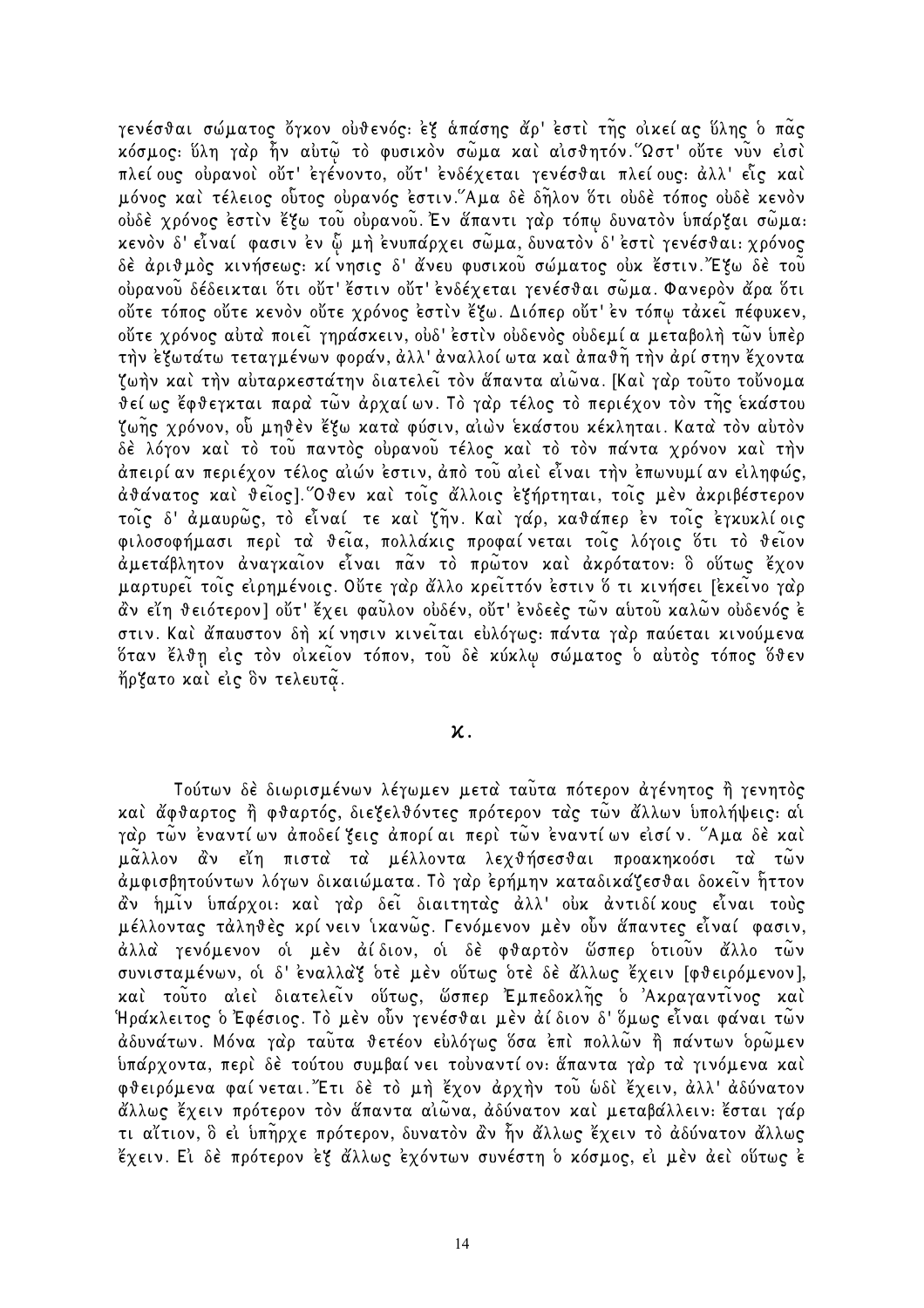γενέσθαι σώματος ὄγκον οὐθενός· ἐξ ἁπάσης ἄρ' ἐστὶ τῆς οἰκείας ὕλης ὁ πᾶς κόσμος· ὕλη γὰρ ἦν αὐτῷ τὸ φυσικὸν σῶμα καὶ αἰσθητόν. Ὥστ' οὔτε νῦν εἰσὶ πλείους οὐρανοὶ οὔτ' ἐγένοντο, οὔτ' ἐνδέχεται γενέσθαι πλείους· ἀλλ' εἷς καὶ μόνος καὶ τέλειος οὗτος οὐρανός ἐστιν. Ἅμα δὲ δῆλον ὅτι οὐδὲ τόπος οὐδὲ κενὸν οὐδὲ χρόνος ἐστὶν ἔξω τοῦ οὐρανοῦ. Ἐν ἅπαντι γὰρ τόπῳ δυνατὸν ὑπάρξαι σῶμα· κενὸν δ' εἶναί φασιν ἐν ᾧ μὴ ἐνυπάρχει σῶμα, δυνατὸν δ' ἐστὶ γενέσθαι· χρόνος δὲ ἀριθμὸς κινήσεως· κίνησις δ' ἄνευ φυσικοῦ σώματος οὐκ ἔστιν. Ἔξω δὲ τοῦ οὐρανοῦ δέδεικται ὅτι οὔτ' ἔστιν οὔτ' ἐνδέχεται γενέσθαι σῶμα. Φανερὸν ἄρα ὅτι οὔτε τόπος οὔτε κενὸν οὔτε χρόνος ἐστὶν ἔξω. Διόπερ οὔτ' ἐν τόπῳ τἀκεῖ πέφυκεν, οὔτε χρόνος αὐτὰ ποιεῖ γηράσκειν, οὐδ' ἐστὶν οὐδενὸς οὐδεμία μεταβολὴ τῶν ὑπὲρ τὴν ἐξωτάτω τεταγμένων φοράν, ἀλλ' ἀναλλοίωτα καὶ ἀπαθῆ τὴν ἀρίστην ἔχοντα ζωὴν καὶ τὴν αὐταρκεστάτην διατελεῖ τὸν ἅπαντα αἰῶνα. [Καὶ γὰρ τοῦτο τοὔνομα θείως ἔφθεγκται παρὰ τῶν ἀρχαίων. Τὸ γὰρ τέλος τὸ περιέχον τὸν τῆς ἑκάστου ζωῆς χρόνον, οὗ μηθὲν ἔξω κατὰ φύσιν, αἰὼν ἑκάστου κέκληται. Κατὰ τὸν αὐτὸν δὲ λόγον καὶ τὸ τοῦ παντὸς οὐρανοῦ τέλος καὶ τὸ τὸν πάντα χρόνον καὶ τὴν ἀπειρίαν περιέχον τέλος αἰών ἐστιν, ἀπὸ τοῦ αἰεὶ εἶναι τὴν ἐπωνυμίαν εἰληφώς, ἀθάνατος καὶ θεῖος]. Ὅθεν καὶ τοῖς ἄλλοις ἐξήρτηται, τοῖς μὲν ἀκριβέστερον τοῖς δ' ἀμαυρῶς, τὸ εἶναί τε καὶ ζῆν. Καὶ γάρ, καθάπερ ἐν τοῖς ἐγκυκλίοις φιλοσοφήμασι περὶ τὰ θεῖα, πολλάκις προφαίνεται τοῖς λόγοις ὅτι τὸ θεῖον ἀμετάβλητον ἀναγκαῖον εἶναι πᾶν τὸ πρῶτον καὶ ἀκρότατον· ὃ οὕτως ἔχον μαρτυρεῖ τοῖς εἰρημένοις. Οὔτε γὰρ ἄλλο κρεῖττόν ἐστιν ὅ τι κινήσει [ἐκεῖνο γὰρ ἂν εἴη θειότερον] οὔτ' ἔχει φαῦλον οὐδέν, οὔτ' ἐνδεὲς τῶν αὑτοῦ καλῶν οὐδενός ἐστιν. Καὶ ἄπαυστον δὴ κίνησιν κινεῖται εὐλόγως· πάντα γὰρ παύεται κινούμενα ὅταν ἔλθῃ εἰς τὸν οἰκεῖον τόπον, τοῦ δὲ κύκλῳ σώματος ὁ αὐτὸς τόπος ὅθεν ἤρξατο καὶ εἰς ὃν τελευτᾷ.

## κ.

Τούτων δὲ διωρισμένων λέγωμεν μετὰ ταῦτα πότερον ἀγένητος ἢ γενητὸς καὶ ἄφθαρτος ἢ φθαρτός, διεξελθόντες πρότερον τὰς τῶν ἄλλων ὑπολήψεις· αἱ γὰρ τῶν ἐναντίων ἀποδείξεις ἀπορίαι περὶ τῶν ἐναντίων εἰσίν. Ἅμα δὲ καὶ μᾶλλον ἂν εἴη πιστὰ τὰ μέλλοντα λεχθήσεσθαι προακηκοόσι τὰ τῶν ἀμφισβητούντων λόγων δικαιώματα. Τὸ γὰρ ἐρήμην καταδικάζεσθαι δοκεῖν ἧττον ἂν ἡμῖν ὑπάρχοι· καὶ γὰρ δεῖ διαιτητὰς ἀλλ' οὐκ ἀντιδίκους εἶναι τοὺς μέλλοντας τἀληθὲς κρίνειν ἱκανῶς. Γενόμενον μὲν οὖν ἅπαντες εἶναί φασιν, ἀλλὰ γενόμενον οἱ μὲν ἀΐδιον, οἱ δὲ φθαρτὸν ὥσπερ ὁτιοῦν ἄλλο τῶν συνισταμένων, οἱ δ' ἐναλλὰξ ὁτὲ μὲν οὕτως ὁτὲ δὲ ἄλλως ἔχειν [φθειρόμενον], καὶ τοῦτο αἰεὶ διατελεῖν οὕτως, ὥσπερ Ἐμπεδοκλῆς ὁ Ἀκραγαντῖνος καὶ Ἡράκλειτος ὁ Ἐφέσιος. Τὸ μὲν οὖν γενέσθαι μὲν ἀΐδιον δ' ὅμως εἶναι φάναι τῶν ἀδυνάτων. Μόνα γὰρ ταῦτα θετέον εὐλόγως ὅσα ἐπὶ πολλῶν ἢ πάντων ὁρῶμεν ὑπάρχοντα, περὶ δὲ τούτου συμβαίνει τοὐναντίον· ἅπαντα γὰρ τὰ γινόμενα καὶ φθειρόμενα φαίνεται. Ἔτι δὲ τὸ μὴ ἔχον ἀρχὴν τοῦ ὡδὶ ἔχειν, ἀλλ' ἀδύνατον ἄλλως ἔχειν πρότερον τὸν ἅπαντα αἰῶνα, ἀδύνατον καὶ μεταβάλλειν· ἔσται γάρ τι αἴτιον, ὃ εἰ ὑπῆρχε πρότερον, δυνατὸν ἂν ἦν ἄλλως ἔχειν τὸ ἀδύνατον ἄλλως ἔχειν. Εἰ δὲ πρότερον ἐξ ἄλλως ἐχόντων συνέστη ὁ κόσμος, εἰ μὲν ἀεὶ οὕτως ἐ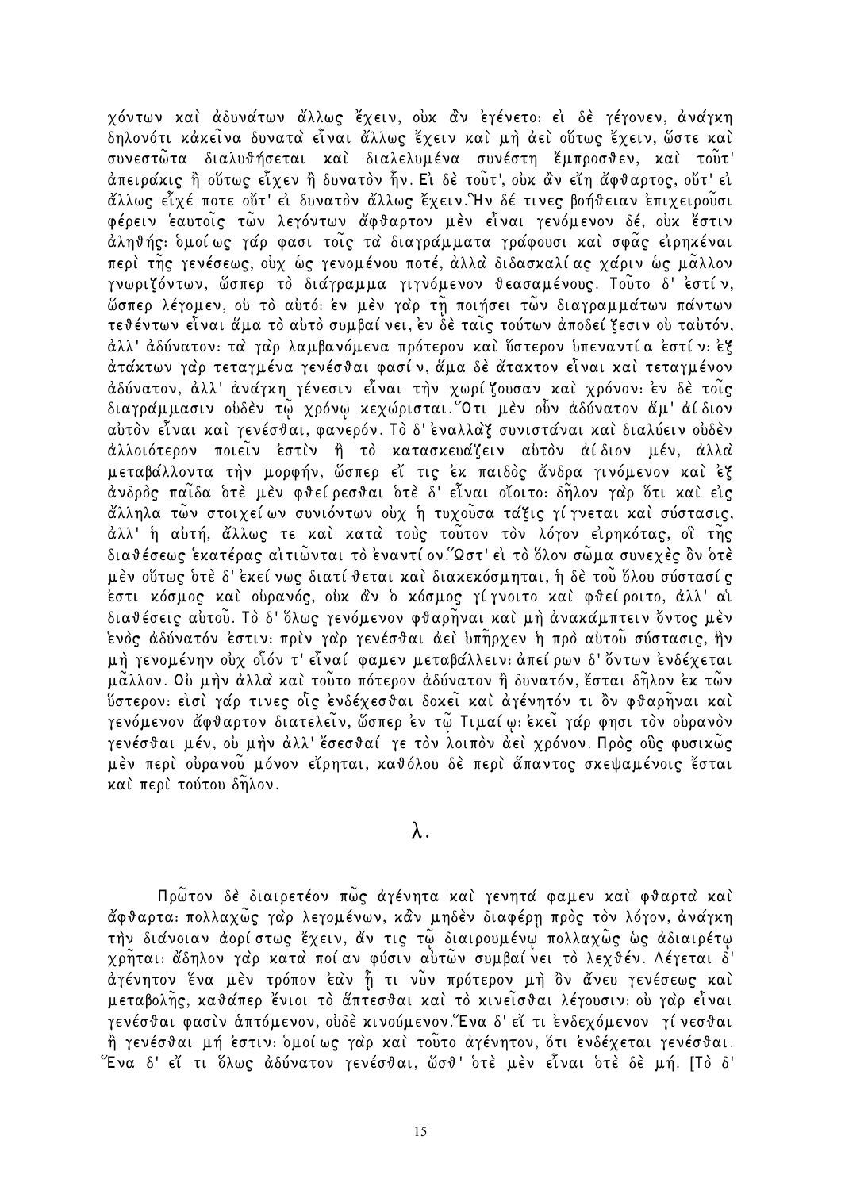χόντων καὶ ἀδυνάτων ἄλλως ἔχειν, οὐκ ἂν ἐγένετο· εἰ δὲ γέγονεν, ἀνάγκη δηλονότι κἀκεῖνα δυνατὰ εἶναι ἄλλως ἔχειν καὶ μὴ ἀεὶ οὕτως ἔχειν, ὥστε καὶ συνεστῶτα διαλυθήσεται καὶ διαλελυμένα συνέστη ἔμπροσθεν, καὶ τοῦτ' ἀπειράκις ἢ οὕτως εἶχεν ἢ δυνατὸν ἦν. Εἰ δὲ τοῦτ', οὐκ ἂν εἴη ἄφθαρτος, οὔτ' εἰ ἄλλως εἶχέ ποτε οὔτ' εἰ δυνατὸν ἄλλως ἔχειν. Ἣν δέ τινες βοήθειαν ἐπιχειροῦσι φέρειν ἑαυτοῖς τῶν λεγόντων ἄφθαρτον μὲν εἶναι γενόμενον δέ, οὐκ ἔστιν ἀληθής· ὁμοίως γάρ φασι τοῖς τὰ διαγράμματα γράφουσι καὶ σφᾶς εἰρηκέναι περὶ τῆς γενέσεως, οὐχ ὡς γενομένου ποτέ, ἀλλὰ διδασκαλίας χάριν ὡς μᾶλλον γνωριζόντων, ὥσπερ τὸ διάγραμμα γιγνόμενον θεασαμένους. Τοῦτο δ' ἐστίν, ὥσπερ λέγομεν, οὐ τὸ αὐτό· ἐν μὲν γὰρ τῇ ποιήσει τῶν διαγραμμάτων πάντων τεθέντων εἶναι ἅμα τὸ αὐτὸ συμβαίνει, ἐν δὲ ταῖς τούτων ἀποδείξεσιν οὐ ταὐτόν, ἀλλ' ἀδύνατον· τὰ γὰρ λαμβανόμενα πρότερον καὶ ὕστερον ὑπεναντία ἐστίν· ἐξ ἀτάκτων γὰρ τεταγμένα γενέσθαι φασίν, ἅμα δὲ ἄτακτον εἶναι καὶ τεταγμένον ἀδύνατον, ἀλλ' ἀνάγκη γένεσιν εἶναι τὴν χωρίζουσαν καὶ χρόνον· ἐν δὲ τοῖς διαγράμμασιν οὐδὲν τῷ χρόνῳ κεχώρισται. Ὅτι μὲν οὖν ἀδύνατον ἅμ' ἀίδιον αὐτὸν εἶναι καὶ γενέσθαι, φανερόν. Τὸ δ' ἐναλλὰξ συνιστάναι καὶ διαλύειν οὐδὲν ἀλλοιότερον ποιεῖν ἐστὶν ἢ τὸ κατασκευάζειν αὐτὸν ἀίδιον μέν, ἀλλὰ μεταβάλλοντα τὴν μορφήν, ὥσπερ εἴ τις ἐκ παιδὸς ἄνδρα γινόμενον καὶ ἐξ ἀνδρὸς παῖδα ὁτὲ μὲν φθείρεσθαι ὁτὲ δ' εἶναι οἴοιτο· δῆλον γὰρ ὅτι καὶ εἰς ἄλληλα τῶν στοιχείων συνιόντων οὐχ ἡ τυχοῦσα τάξις γίγνεται καὶ σύστασις, ἀλλ' ἡ αὐτή, ἄλλως τε καὶ κατὰ τοὺς τοῦτον τὸν λόγον εἰρηκότας, οἳ τῆς διαθέσεως ἑκατέρας αἰτιῶνται τὸ ἐναντίον. Ὥστ' εἰ τὸ ὅλον σῶμα συνεχὲς ὂν ὁτὲ μὲν οὕτως ὁτὲ δ' ἐκείνως διατίθεται καὶ διακεκόσμηται, ἡ δὲ τοῦ ὅλου σύστασίς ἐστι κόσμος καὶ οὐρανός, οὐκ ἂν ὁ κόσμος γίγνοιτο καὶ φθείροιτο, ἀλλ' αἱ διαθέσεις αὐτοῦ. Τὸ δ' ὅλως γενόμενον φθαρῆναι καὶ μὴ ἀνακάμπτειν ὄντος μὲν ἑνὸς ἀδύνατόν ἐστιν· πρὶν γὰρ γενέσθαι ἀεὶ ὑπῆρχεν ἡ πρὸ αὐτοῦ σύστασις, ἣν μὴ γενομένην οὐχ οἷόν τ' εἶναί φαμεν μεταβάλλειν· ἀπείρων δ' ὄντων ἐνδέχεται μᾶλλον. Οὐ μὴν ἀλλὰ καὶ τοῦτο πότερον ἀδύνατον ἢ δυνατόν, ἔσται δῆλον ἐκ τῶν ὕστερον· εἰσὶ γάρ τινες οἷς ἐνδέχεσθαι δοκεῖ καὶ ἀγένητόν τι ὂν φθαρῆναι καὶ γενόμενον ἄφθαρτον διατελεῖν, ὥσπερ ἐν τῷ Τιμαίῳ· ἐκεῖ γάρ φησι τὸν οὐρανὸν γενέσθαι μέν, οὐ μὴν ἀλλ' ἔσεσθαί γε τὸν λοιπὸν ἀεὶ χρόνον. Πρὸς οὓς φυσικῶς μὲν περὶ οὐρανοῦ μόνον εἴρηται, καθόλου δὲ περὶ ἅπαντος σκεψαμένοις ἔσται καὶ περὶ τούτου δῆλον.

## λ.

Πρῶτον δὲ διαιρετέον πῶς ἀγένητα καὶ γενητά φαμεν καὶ φθαρτὰ καὶ ἄφθαρτα· πολλαχῶς γὰρ λεγομένων, κἂν μηδὲν διαφέρῃ πρὸς τὸν λόγον, ἀνάγκη τὴν διάνοιαν ἀορίστως ἔχειν, ἄν τις τῷ διαιρουμένῳ πολλαχῶς ὡς ἀδιαιρέτῳ χρῆται· ἄδηλον γὰρ κατὰ ποίαν φύσιν αὐτῶν συμβαίνει τὸ λεχθέν. Λέγεται δ' ἀγένητον ἕνα μὲν τρόπον ἐὰν ᾖ τι νῦν πρότερον μὴ ὂν ἄνευ γενέσεως καὶ μεταβολῆς, καθάπερ ἔνιοι τὸ ἅπτεσθαι καὶ τὸ κινεῖσθαι λέγουσιν· οὐ γὰρ εἶναι γενέσθαι φασὶν ἁπτόμενον, οὐδὲ κινούμενον. Ἕνα δ' εἴ τι ἐνδεχόμενον γίνεσθαι ἢ γενέσθαι μή ἐστιν· ὁμοίως γὰρ καὶ τοῦτο ἀγένητον, ὅτι ἐνδέχεται γενέσθαι. Ἕνα δ' εἴ τι ὅλως ἀδύνατον γενέσθαι, ὥσθ' ὁτὲ μὲν εἶναι ὁτὲ δὲ μή. [Τὸ δ'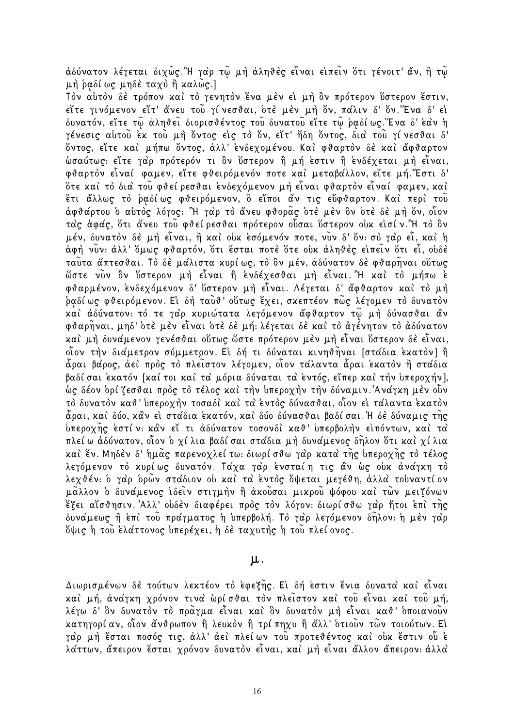ἀδύνατον λέγεται διχῶς.Ἢ γὰρ τῷ μὴ ἀληθὲς εἶναι εἰπεῖν ὅτι γένοιτ' ἄν, ἢ τῷ μὴ ῥᾳδίως μηδὲ ταχὺ ἢ καλῶς.]

Τὸν αὐτὸν δὲ τρόπον καὶ τὸ γενητὸν ἕνα μὲν εἰ μὴ ὂν πρότερον ὕστερον ἔστιν, εἴτε γινόμενον εἴτ' ἄνευ τοῦ γίνεσθαι, ὁτὲ μὲν μὴ ὄν, πάλιν δ' ὄν.Ἕνα δ' εἰ δυνατόν, εἴτε τῷ ἀληθεῖ διορισθέντος τοῦ δυνατοῦ εἴτε τῷ ῥᾳδίως.Ἕνα δ' ἐὰν ἡ γένεσις αὐτοῦ ἐκ τοῦ μὴ ὄντος εἰς τὸ ὄν, εἴτ' ἤδη ὄντος, διὰ τοῦ γίνεσθαι δ' ὄντος, εἴτε καὶ μήπω ὄντος, ἀλλ' ἐνδεχομένου. Καὶ φθαρτὸν δὲ καὶ ἄφθαρτον ὡσαύτως: εἴτε γὰρ πρότερόν τι ὂν ὕστερον ἢ μή ἐστιν ἢ ἐνδέχεται μὴ εἶναι, φθαρτὸν εἶναί φαμεν, εἴτε φθειρόμενόν ποτε καὶ μεταβάλλον, εἴτε μή.Ἔστι δ' ὅτε καὶ τὸ διὰ τοῦ φθείρεσθαι ἐνδεχόμενον μὴ εἶναι φθαρτὸν εἶναί φαμεν, καὶ ἔτι ἄλλως τὸ ῥᾳδίως φθειρόμενον, ὃ εἴποι ἄν τις εὔφθαρτον. Καὶ περὶ τοῦ ἀφθάρτου ὁ αὐτὸς λόγος: Ἢ γὰρ τὸ ἄνευ φθορᾶς ὁτὲ μὲν ὂν ὁτὲ δὲ μὴ ὄν, οἷον τὰς ἁφάς, ὅτι ἄνευ τοῦ φθείρεσθαι πρότερον οὖσαι ὕστερον οὐκ εἰσίν.Ἢ τὸ ὂν μέν, δυνατὸν δὲ μὴ εἶναι, ἢ καὶ οὐκ ἐσόμενόν ποτε, νῦν δ' ὄν: σὺ γὰρ εἶ, καὶ ἡ ἁφὴ νῦν: ἀλλ' ὅμως φθαρτόν, ὅτι ἔσται ποτὲ ὅτε οὐκ ἀληθὲς εἰπεῖν ὅτι εἶ, οὐδὲ ταῦτα ἅπτεσθαι. Τὸ δὲ μάλιστα κυρίως, τὸ ὂν μέν, ἀδύνατον δὲ φθαρῆναι οὕτως ὥστε νῦν ὂν ὕστερον μὴ εἶναι ἢ ἐνδέχεσθαι μὴ εἶναι.Ἢ καὶ τὸ μήπω ἐ φθαρμένον, ἐνδεχόμενον δ' ὕστερον μὴ εἶναι. Λέγεται δ' ἄφθαρτον καὶ τὸ μὴ ῥᾳδίως φθειρόμενον. Εἰ δὴ ταῦθ' οὕτως ἔχει, σκεπτέον πῶς λέγομεν τὸ δυνατὸν καὶ ἀδύνατον: τό τε γὰρ κυριώτατα λεγόμενον ἄφθαρτον τῷ μὴ δύνασθαι ἂν φθαρῆναι, μηδ' ὁτὲ μὲν εἶναι ὁτὲ δὲ μή: λέγεται δὲ καὶ τὸ ἀγένητον τὸ ἀδύνατον καὶ μὴ δυνάμενον γενέσθαι οὕτως ὥστε πρότερον μὲν μὴ εἶναι ὕστερον δὲ εἶναι, οἷον τὴν διάμετρον σύμμετρον. Εἰ δή τι δύναται κινηθῆναι [στάδια ἑκατὸν] ἢ ἆραι βάρος, ἀεὶ πρὸς τὸ πλεῖστον λέγομεν, οἷον τάλαντα ἆραι ἑκατὸν ἢ στάδια βαδίσαι ἑκατόν [καίτοι καὶ τὰ μόρια δύναται τὰ ἐντός, εἴπερ καὶ τὴν ὑπεροχήν], ὡς δέον ὁρίζεσθαι πρὸς τὸ τέλος καὶ τὴν ὑπεροχὴν τὴν δύναμιν.Ἀνάγκη μὲν οὖν τὸ δυνατὸν καθ' ὑπεροχὴν τοσαδὶ καὶ τὰ ἐντὸς δύνασθαι, οἷον εἰ τάλαντα ἑκατὸν ἆραι, καὶ δύο, κἂν εἰ στάδια ἑκατόν, καὶ δύο δύνασθαι βαδίσαι.Ἡ δὲ δύναμις τῆς ὑπεροχῆς ἐστίν: κἂν εἴ τι ἀδύνατον τοσονδὶ καθ' ὑπερβολὴν εἰπόντων, καὶ τὰ πλείω ἀδύνατον, οἷον ὁ χίλια βαδίσαι στάδια μὴ δυνάμενος δῆλον ὅτι καὶ χίλια καὶ ἕν. Μηδὲν δ' ἡμᾶς παρενοχλείτω: διωρίσθω γὰρ κατὰ τῆς ὑπεροχῆς τὸ τέλος λεγόμενον τὸ κυρίως δυνατόν. Τάχα γὰρ ἐνσταίη τις ἂν ὡς οὐκ ἀνάγκη τὸ λεχθέν: ὁ γὰρ ὁρῶν στάδιον οὐ καὶ τὰ ἐντὸς ὄψεται μεγέθη, ἀλλὰ τοὐναντίον μᾶλλον ὁ δυνάμενος ἰδεῖν στιγμὴν ἢ ἀκοῦσαι μικροῦ ψόφου καὶ τῶν μειζόνων ἕξει αἴσθησιν.Ἀλλ' οὐδὲν διαφέρει πρὸς τὸν λόγον: διωρίσθω γὰρ ἤτοι ἐπὶ τῆς δυνάμεως ἢ ἐπὶ τοῦ πράγματος ἡ ὑπερβολή. Τὸ γὰρ λεγόμενον δῆλον: ἡ μὲν γὰρ ὄψις ἡ τοῦ ἐλάττονος ὑπερέχει, ἡ δὲ ταχυτὴς ἡ τοῦ πλείονος.

## μ.

Διωρισμένων δὲ τούτων λεκτέον τὸ ἐφεξῆς. Εἰ δή ἐστιν ἔνια δυνατὰ καὶ εἶναι καὶ μή, ἀνάγκη χρόνον τινὰ ὡρίσθαι τὸν πλεῖστον καὶ τοῦ εἶναι καὶ τοῦ μή, λέγω δ' ὃν δυνατὸν τὸ πρᾶγμα εἶναι καὶ ὃν δυνατὸν μὴ εἶναι καθ' ὁποιανοῦν κατηγορίαν, οἷον ἄνθρωπον ἢ λευκὸν ἢ τρίπηχυ ἢ ἄλλ' ὁτιοῦν τῶν τοιούτων. Εἰ γὰρ μὴ ἔσται ποσός τις, ἀλλ' ἀεὶ πλείων τοῦ προτεθέντος καὶ οὐκ ἔστιν οὗ ἐ λάττων, ἄπειρον ἔσται χρόνον δυνατὸν εἶναι, καὶ μὴ εἶναι ἄλλον ἄπειρον: ἀλλὰ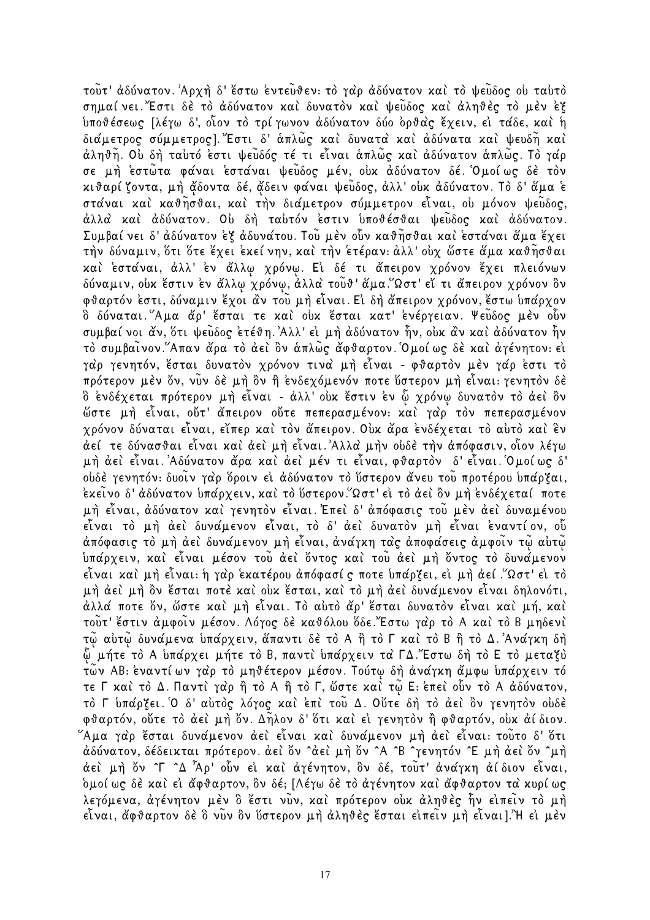τοῦτ' ἀδύνατον. Ἀρχὴ δ' ἔστω ἐντεῦθεν: τὸ γὰρ ἀδύνατον καὶ τὸ ψεῦδος οὐ ταὐτὸ σημαίνει. Ἔστι δὲ τὸ ἀδύνατον καὶ δυνατὸν καὶ ψεῦδος καὶ ἀληθὲς τὸ μὲν ἐξ ὑποθέσεως [λέγω δ', οἷον τὸ τρίγωνον ἀδύνατον δύο ὀρθὰς ἔχειν, εἰ τάδε, καὶ ἡ διάμετρος σύμμετρος]. Ἔστι δ' ἁπλῶς καὶ δυνατὰ καὶ ἀδύνατα καὶ ψευδῆ καὶ ἀληθῆ. Οὐ δὴ ταὐτό ἐστι ψεῦδός τέ τι εἶναι ἁπλῶς καὶ ἀδύνατον ἁπλῶς. Τὸ γάρ σε μὴ ἑστῶτα φάναι ἑστάναι ψεῦδος μέν, οὐκ ἀδύνατον δέ. Ὁμοίως δὲ τὸν κιθαρίζοντα, μὴ ᾄδοντα δέ, ᾄδειν φάναι ψεῦδος, ἀλλ' οὐκ ἀδύνατον. Τὸ δ' ἅμα ἑστάναι καὶ καθῆσθαι, καὶ τὴν διάμετρον σύμμετρον εἶναι, οὐ μόνον ψεῦδος, ἀλλὰ καὶ ἀδύνατον. Οὐ δὴ ταὐτόν ἐστιν ὑποθέσθαι ψεῦδος καὶ ἀδύνατον. Συμβαίνει δ' ἀδύνατον ἐξ ἀδυνάτου. Τοῦ μὲν οὖν καθῆσθαι καὶ ἑστάναι ἅμα ἔχει τὴν δύναμιν, ὅτι ὅτε ἔχει ἐκείνην, καὶ τὴν ἑτέραν: ἀλλ' οὐχ ὥστε ἅμα καθῆσθαι καὶ ἑστάναι, ἀλλ' ἐν ἄλλῳ χρόνῳ. Εἰ δέ τι ἄπειρον χρόνον ἔχει πλειόνων δύναμιν, οὐκ ἔστιν ἐν ἄλλῳ χρόνῳ, ἀλλὰ τοῦθ' ἅμα. Ὥστ' εἴ τι ἄπειρον χρόνον ὂν φθαρτόν ἐστι, δύναμιν ἔχοι ἂν τοῦ μὴ εἶναι. Εἰ δὴ ἄπειρον χρόνον, ἔστω ὑπάρχον ὃ δύναται. Ἅμα ἄρ' ἔσται τε καὶ οὐκ ἔσται κατ' ἐνέργειαν. Ψεῦδος μὲν οὖν συμβαίνοι ἄν, ὅτι ψεῦδος ἐτέθη. Ἀλλ' εἰ μὴ ἀδύνατον ἦν, οὐκ ἂν καὶ ἀδύνατον ἦν τὸ συμβαῖνον. Ἅπαν ἄρα τὸ ἀεὶ ὂν ἁπλῶς ἄφθαρτον. Ὁμοίως δὲ καὶ ἀγένητον: εἰ γὰρ γενητόν, ἔσται δυνατὸν χρόνον τινὰ μὴ εἶναι - φθαρτὸν μὲν γάρ ἐστι τὸ πρότερον μὲν ὄν, νῦν δὲ μὴ ὂν ἢ ἐνδεχόμενόν ποτε ὕστερον μὴ εἶναι: γενητὸν δὲ ὃ ἐνδέχεται πρότερον μὴ εἶναι - ἀλλ' οὐκ ἔστιν ἐν ᾧ χρόνῳ δυνατὸν τὸ ἀεὶ ὂν ὥστε μὴ εἶναι, οὔτ' ἄπειρον οὔτε πεπερασμένον: καὶ γὰρ τὸν πεπερασμένον χρόνον δύναται εἶναι, εἴπερ καὶ τὸν ἄπειρον. Οὐκ ἄρα ἐνδέχεται τὸ αὐτὸ καὶ ἓν ἀεί τε δύνασθαι εἶναι καὶ ἀεὶ μὴ εἶναι. Ἀλλὰ μὴν οὐδὲ τὴν ἀπόφασιν, οἷον λέγω μὴ ἀεὶ εἶναι. Ἀδύνατον ἄρα καὶ ἀεὶ μέν τι εἶναι, φθαρτὸν δ' εἶναι. Ὁμοίως δ' οὐδὲ γενητόν: δυοῖν γὰρ ὅροιν εἰ ἀδύνατον τὸ ὕστερον ἄνευ τοῦ προτέρου ὑπάρξαι, ἐκεῖνο δ' ἀδύνατον ὑπάρχειν, καὶ τὸ ὕστερον. Ὥστ' εἰ τὸ ἀεὶ ὂν μὴ ἐνδέχεταί ποτε μὴ εἶναι, ἀδύνατον καὶ γενητὸν εἶναι. Ἐπεὶ δ' ἀπόφασις τοῦ μὲν ἀεὶ δυναμένου εἶναι τὸ μὴ ἀεὶ δυνάμενον εἶναι, τὸ δ' ἀεὶ δυνατὸν μὴ εἶναι ἐναντίον, οὗ ἀπόφασις τὸ μὴ ἀεὶ δυνάμενον μὴ εἶναι, ἀνάγκη τὰς ἀποφάσεις ἀμφοῖν τῷ αὐτῷ ὑπάρχειν, καὶ εἶναι μέσον τοῦ ἀεὶ ὄντος καὶ τοῦ ἀεὶ μὴ ὄντος τὸ δυνάμενον εἶναι καὶ μὴ εἶναι: ἡ γὰρ ἑκατέρου ἀπόφασίς ποτε ὑπάρξει, εἰ μὴ ἀεί. Ὥστ' εἰ τὸ μὴ ἀεὶ μὴ ὂν ἔσται ποτὲ καὶ οὐκ ἔσται, καὶ τὸ μὴ ἀεὶ δυνάμενον εἶναι δηλονότι, ἀλλά ποτε ὄν, ὥστε καὶ μὴ εἶναι. Τὸ αὐτὸ ἄρ' ἔσται δυνατὸν εἶναι καὶ μή, καὶ τοῦτ' ἔστιν ἀμφοῖν μέσον. Λόγος δὲ καθόλου ὅδε. Ἔστω γὰρ τὸ Α καὶ τὸ Β μηδενὶ τῷ αὐτῷ δυνάμενα ὑπάρχειν, ἅπαντι δὲ τὸ Α ἢ τὸ Γ καὶ τὸ Β ἢ τὸ Δ. Ἀνάγκη δὴ ᾧ μήτε τὸ Α ὑπάρχει μήτε τὸ Β, παντὶ ὑπάρχειν τὰ ΓΔ. Ἔστω δὴ τὸ Ε τὸ μεταξὺ τῶν ΑΒ: ἐναντίων γὰρ τὸ μηθέτερον μέσον. Τούτῳ δὴ ἀνάγκη ἄμφω ὑπάρχειν τό τε Γ καὶ τὸ Δ. Παντὶ γὰρ ἢ τὸ Α ἢ τὸ Γ, ὥστε καὶ τῷ Ε: ἐπεὶ οὖν τὸ Α ἀδύνατον, τὸ Γ ὑπάρξει. Ὁ δ' αὐτὸς λόγος καὶ ἐπὶ τοῦ Δ. Οὔτε δὴ τὸ ἀεὶ ὂν γενητὸν οὐδὲ φθαρτόν, οὔτε τὸ ἀεὶ μὴ ὄν. Δῆλον δ' ὅτι καὶ εἰ γενητὸν ἢ φθαρτόν, οὐκ ἀίδιον. Ἅμα γὰρ ἔσται δυνάμενον ἀεὶ εἶναι καὶ δυνάμενον μὴ ἀεὶ εἶναι: τοῦτο δ' ὅτι ἀδύνατον, δέδεικται πρότερον. ἀεὶ ὄν ^ἀεὶ μὴ ὄν ^Α ^Β ^γενητόν ^Ε μὴ ἀεὶ ὄν ^μὴ ἀεὶ μὴ ὄν ^Γ ^Δ Ἆρ' οὖν εἰ καὶ ἀγένητον, ὂν δέ, τοῦτ' ἀνάγκη ἀίδιον εἶναι, ὁμοίως δὲ καὶ εἰ ἄφθαρτον, ὂν δέ; [Λέγω δὲ τὸ ἀγένητον καὶ ἄφθαρτον τὰ κυρίως λεγόμενα, ἀγένητον μὲν ὃ ἔστι νῦν, καὶ πρότερον οὐκ ἀληθὲς ἦν εἰπεῖν τὸ μὴ εἶναι, ἄφθαρτον δὲ ὃ νῦν ὂν ὕστερον μὴ ἀληθὲς ἔσται εἰπεῖν μὴ εἶναι]. Ἢ εἰ μὲν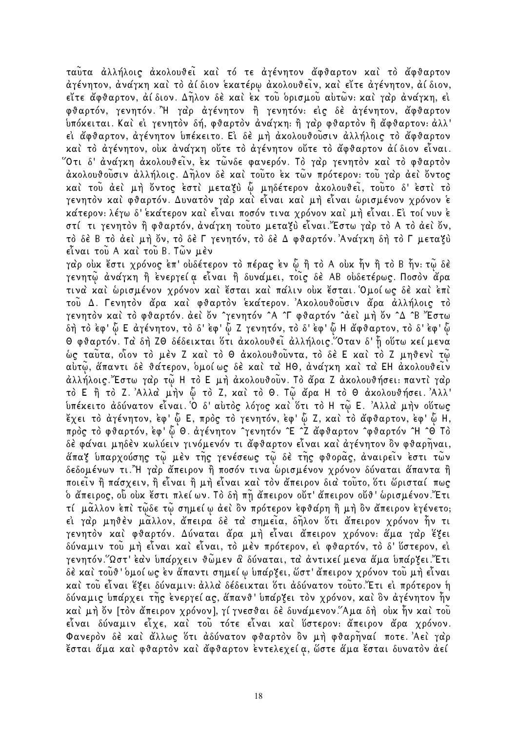ταῦτα ἀλλήλοις ἀκολουθεῖ καὶ τό τε ἀγένητον ἄφθαρτον καὶ τὸ ἄφθαρτον ἀγένητον, ἀνάγκη καὶ τὸ ἀίδιον ἑκατέρῳ ἀκολουθεῖν, καὶ εἴτε ἀγένητον, ἀίδιον, εἴτε ἄφθαρτον, ἀίδιον. Δῆλον δὲ καὶ ἐκ τοῦ ὁρισμοῦ αὐτῶν· καὶ γὰρ ἀνάγκη, εἰ φθαρτόν, γενητόν. Ἢ γὰρ ἀγένητον ἢ γενητόν· εἰς δὲ ἀγένητον, ἄφθαρτον ὑπόκειται. Καὶ εἰ γενητὸν δή, φθαρτὸν ἀνάγκη· ἢ γὰρ φθαρτὸν ἢ ἄφθαρτον· ἀλλ' εἰ ἄφθαρτον, ἀγένητον ὑπέκειτο. Εἰ δὲ μὴ ἀκολουθοῦσιν ἀλλήλοις τὸ ἄφθαρτον καὶ τὸ ἀγένητον, οὐκ ἀνάγκη οὔτε τὸ ἀγένητον οὔτε τὸ ἄφθαρτον ἀίδιον εἶναι. Ὅτι δ' ἀνάγκη ἀκολουθεῖν, ἐκ τῶνδε φανερόν. Τὸ γὰρ γενητὸν καὶ τὸ φθαρτὸν ἀκολουθοῦσιν ἀλλήλοις. Δῆλον δὲ καὶ τοῦτο ἐκ τῶν πρότερον· τοῦ γὰρ ἀεὶ ὄντος καὶ τοῦ ἀεὶ μὴ ὄντος ἐστὶ μεταξὺ ᾧ μηδέτερον ἀκολουθεῖ, τοῦτο δ' ἐστὶ τὸ γενητὸν καὶ φθαρτόν. Δυνατὸν γὰρ καὶ εἶναι καὶ μὴ εἶναι ὡρισμένον χρόνον ἑκάτερον· λέγω δ' ἑκάτερον καὶ εἶναι ποσόν τινα χρόνον καὶ μὴ εἶναι. Εἰ τοίνυν ἐστί τι γενητὸν ἢ φθαρτόν, ἀνάγκη τοῦτο μεταξὺ εἶναι. Ἔστω γὰρ τὸ Α τὸ ἀεὶ ὄν, τὸ δὲ Β τὸ ἀεὶ μὴ ὄν, τὸ δὲ Γ γενητόν, τὸ δὲ Δ φθαρτόν. Ἀνάγκη δὴ τὸ Γ μεταξὺ εἶναι τοῦ Α καὶ τοῦ Β. Τῶν μὲν γὰρ οὐκ ἔστι χρόνος ἐπ' οὐδέτερον τὸ πέρας ἐν ᾧ ἢ τὸ Α οὐκ ἦν ἢ τὸ Β ἦν· τῷ δὲ γενητῷ ἀνάγκη ἢ ἐνεργείᾳ εἶναι ἢ δυνάμει, τοῖς δὲ ΑΒ οὐδετέρως. Ποσὸν ἄρα τινὰ καὶ ὡρισμένον χρόνον καὶ ἔσται καὶ πάλιν οὐκ ἔσται. Ὁμοίως δὲ καὶ ἐπὶ τοῦ Δ. Γενητὸν ἄρα καὶ φθαρτὸν ἑκάτερον. Ἀκολουθοῦσιν ἄρα ἀλλήλοις τὸ γενητὸν καὶ τὸ φθαρτόν. ἀεὶ ὄν ^γενητόν ^Α ^Γ φθαρτόν ^ἀεὶ μὴ ὄν ^Δ ^Β Ἔστω δὴ τὸ ἐφ' ᾧ Ε ἀγένητον, τὸ δ' ἐφ' ᾧ Ζ γενητόν, τὸ δ' ἐφ' ᾧ Η ἄφθαρτον, τὸ δ' ἐφ' ᾧ Θ φθαρτόν. Τὰ δὴ ΖΘ δέδεικται ὅτι ἀκολουθεῖ ἀλλήλοις. Ὅταν δ' ᾖ οὕτω κείμενα ὡς ταῦτα, οἷον τὸ μὲν Ζ καὶ τὸ Θ ἀκολουθοῦντα, τὸ δὲ Ε καὶ τὸ Ζ μηθενὶ τῷ αὐτῷ, ἅπαντι δὲ θάτερον, ὁμοίως δὲ καὶ τὰ ΗΘ, ἀνάγκη καὶ τὰ ΕΗ ἀκολουθεῖν ἀλλήλοις. Ἔστω γὰρ τῷ Η τὸ Ε μὴ ἀκολουθοῦν. Τὸ ἄρα Ζ ἀκολουθήσει· παντὶ γὰρ τὸ Ε ἢ τὸ Ζ. Ἀλλὰ μὴν ᾧ τὸ Ζ, καὶ τὸ Θ. Τῷ ἄρα Η τὸ Θ ἀκολουθήσει. Ἀλλ' ὑπέκειτο ἀδύνατον εἶναι. Ὁ δ' αὐτὸς λόγος καὶ ὅτι τὸ Η τῷ Ε. Ἀλλὰ μὴν οὕτως ἔχει τὸ ἀγένητον, ἐφ' ᾧ Ε, πρὸς τὸ γενητόν, ἐφ' ᾧ Ζ, καὶ τὸ ἄφθαρτον, ἐφ' ᾧ Η, πρὸς τὸ φθαρτόν, ἐφ' ᾧ Θ. ἀγένητον ^γενητόν ^Ε ^Ζ ἄφθαρτον ^φθαρτόν ^Η ^Θ Τὸ δὲ φάναι μηδὲν κωλύειν γινόμενόν τι ἄφθαρτον εἶναι καὶ ἀγένητον ὂν φθαρῆναι, ἅπαξ ὑπαρχούσης τῷ μὲν τῆς γενέσεως τῷ δὲ τῆς φθορᾶς, ἀναιρεῖν ἐστι τῶν δεδομένων τι. Ἢ γὰρ ἄπειρον ἢ ποσόν τινα ὡρισμένον χρόνον δύναται ἅπαντα ἢ ποιεῖν ἢ πάσχειν, ἢ εἶναι ἢ μὴ εἶναι καὶ τὸν ἄπειρον διὰ τοῦτο, ὅτι ὥρισταί πως ὁ ἄπειρος, οὗ οὐκ ἔστι πλείων. Τὸ δὴ πῇ ἄπειρον οὔτ' ἄπειρον οὔθ' ὡρισμένον. Ἔτι τί μᾶλλον ἐπὶ τῷδε τῷ σημείῳ ἀεὶ ὂν πρότερον ἐφθάρη ἢ μὴ ὂν ἄπειρον ἐγένετο; εἰ γὰρ μηθὲν μᾶλλον, ἄπειρα δὲ τὰ σημεῖα, δῆλον ὅτι ἄπειρον χρόνον ἦν τι γενητὸν καὶ φθαρτόν. Δύναται ἄρα μὴ εἶναι ἄπειρον χρόνον· ἅμα γὰρ ἕξει δύναμιν τοῦ μὴ εἶναι καὶ εἶναι, τὸ μὲν πρότερον, εἰ φθαρτόν, τὸ δ' ὕστερον, εἰ γενητόν. Ὥστ' ἐὰν ὑπάρχειν θῶμεν ἃ δύναται, τὰ ἀντικείμενα ἅμα ὑπάρξει. Ἔτι δὲ καὶ τοῦθ' ὁμοίως ἐν ἅπαντι σημείῳ ὑπάρξει, ὥστ' ἄπειρον χρόνον τοῦ μὴ εἶναι καὶ τοῦ εἶναι ἕξει δύναμιν· ἀλλὰ δέδεικται ὅτι ἀδύνατον τοῦτο. Ἔτι εἰ πρότερον ἡ δύναμις ὑπάρχει τῆς ἐνεργείας, ἅπανθ' ὑπάρξει τὸν χρόνον, καὶ ὂν ἀγένητον ἦν καὶ μὴ ὂν [τὸν ἄπειρον χρόνον], γίγνεσθαι δὲ δυνάμενον. Ἅμα δὴ οὐκ ἦν καὶ τοῦ εἶναι δύναμιν εἶχε, καὶ τοῦ τότε εἶναι καὶ ὕστερον· ἄπειρον ἄρα χρόνον. Φανερὸν δὲ καὶ ἄλλως ὅτι ἀδύνατον φθαρτὸν ὂν μὴ φθαρῆναί ποτε. Ἀεὶ γὰρ ἔσται ἅμα καὶ φθαρτὸν καὶ ἄφθαρτον ἐντελεχείᾳ, ὥστε ἅμα ἔσται δυνατὸν ἀεί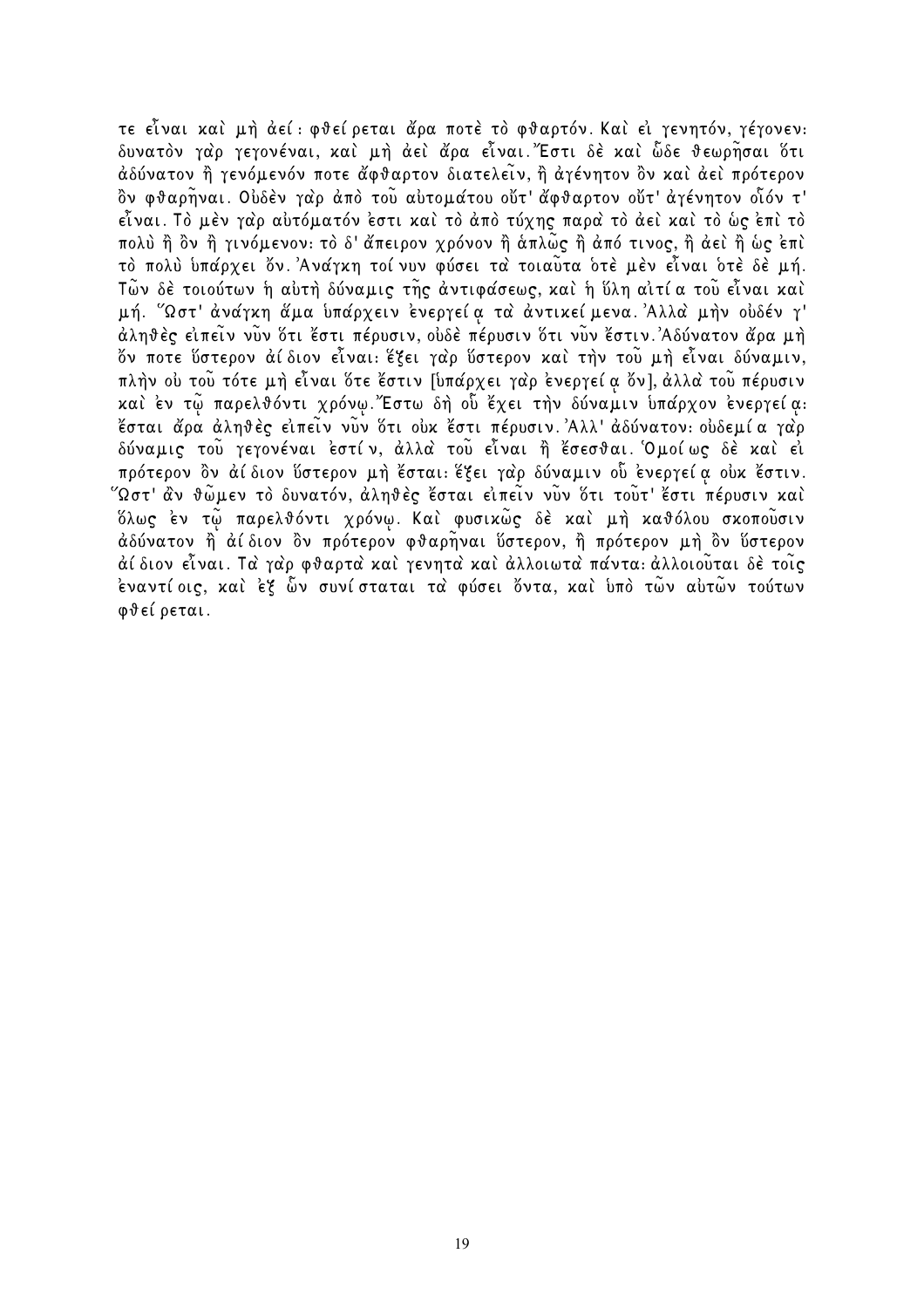τε εἶναι καὶ μὴ ἀεί· φθείρεται ἄρα ποτὲ τὸ φθαρτόν. Καὶ εἰ γενητόν, γέγονεν· δυνατὸν γὰρ γεγονέναι, καὶ μὴ ἀεὶ ἄρα εἶναι. Ἔστι δὲ καὶ ὧδε θεωρῆσαι ὅτι ἀδύνατον ἢ γενόμενόν ποτε ἄφθαρτον διατελεῖν, ἢ ἀγένητον ὂν καὶ ἀεὶ πρότερον ὂν φθαρῆναι. Οὐδὲν γὰρ ἀπὸ τοῦ αὐτομάτου οὔτ' ἄφθαρτον οὔτ' ἀγένητον οἷόν τ' εἶναι. Τὸ μὲν γὰρ αὐτόματόν ἐστι καὶ τὸ ἀπὸ τύχης παρὰ τὸ ἀεὶ καὶ τὸ ὡς ἐπὶ τὸ πολὺ ἢ ὂν ἢ γινόμενον· τὸ δ' ἄπειρον χρόνον ἢ ἁπλῶς ἢ ἀπό τινος, ἢ ἀεὶ ἢ ὡς ἐπὶ τὸ πολὺ ὑπάρχει ὄν. Ἀνάγκη τοίνυν φύσει τὰ τοιαῦτα ὁτὲ μὲν εἶναι ὁτὲ δὲ μή. Τῶν δὲ τοιούτων ἡ αὐτὴ δύναμις τῆς ἀντιφάσεως, καὶ ἡ ὕλη αἰτία τοῦ εἶναι καὶ μή. Ὥστ' ἀνάγκη ἅμα ὑπάρχειν ἐνεργείᾳ τὰ ἀντικείμενα. Ἀλλὰ μὴν οὐδέν γ' ἀληθὲς εἰπεῖν νῦν ὅτι ἔστι πέρυσιν, οὐδὲ πέρυσιν ὅτι νῦν ἔστιν. Ἀδύνατον ἄρα μὴ ὄν ποτε ὕστερον ἀίδιον εἶναι· ἕξει γὰρ ὕστερον καὶ τὴν τοῦ μὴ εἶναι δύναμιν, πλὴν οὐ τοῦ τότε μὴ εἶναι ὅτε ἔστιν [ὑπάρχει γὰρ ἐνεργείᾳ ὄν], ἀλλὰ τοῦ πέρυσιν καὶ ἐν τῷ παρελθόντι χρόνῳ. Ἔστω δὴ οὗ ἔχει τὴν δύναμιν ὑπάρχον ἐνεργείᾳ· ἔσται ἄρα ἀληθὲς εἰπεῖν νῦν ὅτι οὐκ ἔστι πέρυσιν. Ἀλλ' ἀδύνατον· οὐδεμία γὰρ δύναμις τοῦ γεγονέναι ἐστίν, ἀλλὰ τοῦ εἶναι ἢ ἔσεσθαι. Ὁμοίως δὲ καὶ εἰ πρότερον ὂν ἀίδιον ὕστερον μὴ ἔσται· ἕξει γὰρ δύναμιν οὗ ἐνεργείᾳ οὐκ ἔστιν. Ὥστ' ἂν θῶμεν τὸ δυνατόν, ἀληθὲς ἔσται εἰπεῖν νῦν ὅτι τοῦτ' ἔστι πέρυσιν καὶ ὅλως ἐν τῷ παρελθόντι χρόνῳ. Καὶ φυσικῶς δὲ καὶ μὴ καθόλου σκοποῦσιν ἀδύνατον ἢ ἀίδιον ὂν πρότερον φθαρῆναι ὕστερον, ἢ πρότερον μὴ ὂν ὕστερον ἀίδιον εἶναι. Τὰ γὰρ φθαρτὰ καὶ γενητὰ καὶ ἀλλοιωτὰ πάντα· ἀλλοιοῦται δὲ τοῖς ἐναντίοις, καὶ ἐξ ὧν συνίσταται τὰ φύσει ὄντα, καὶ ὑπὸ τῶν αὐτῶν τούτων φθείρεται.